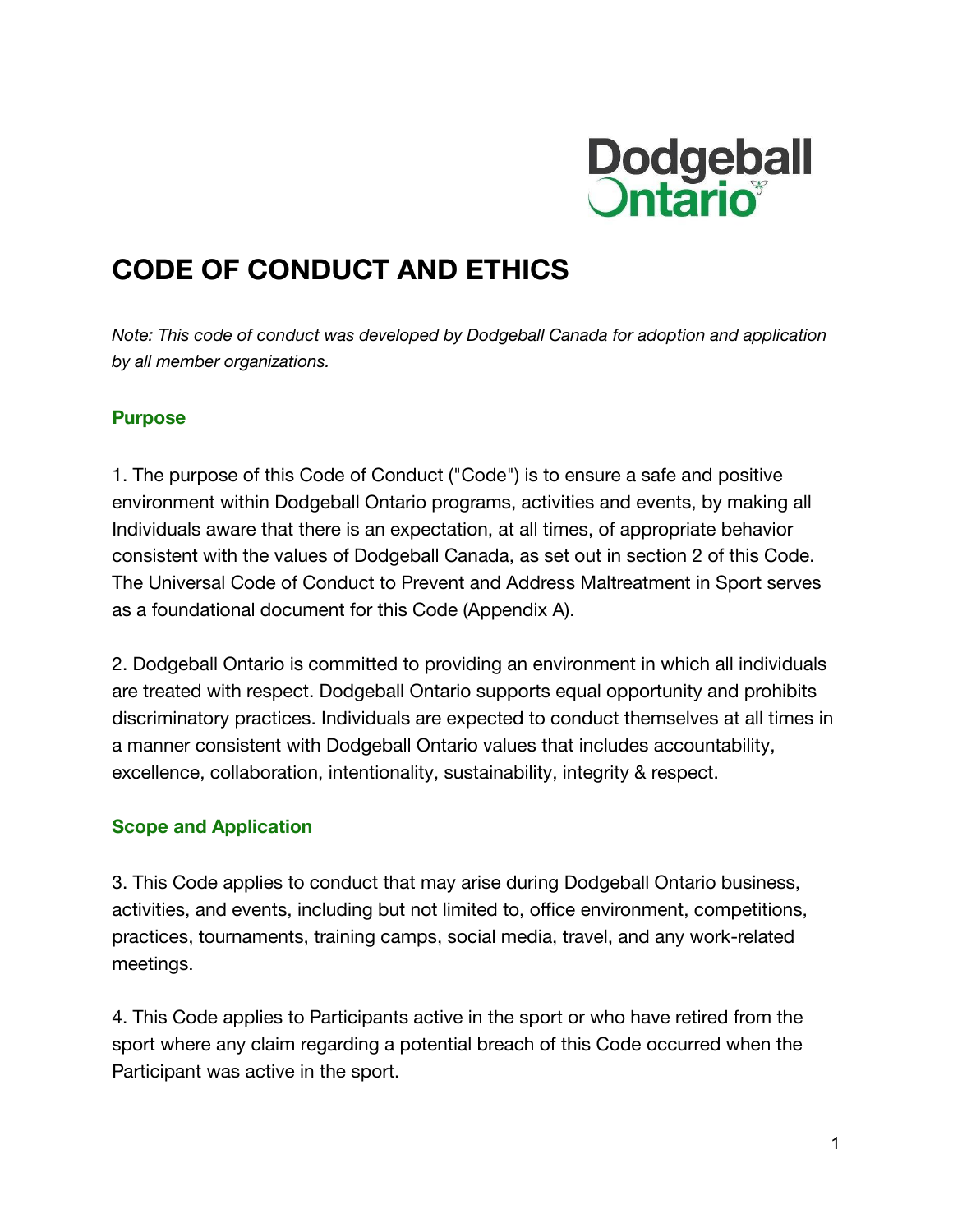# CODE OF CONDUCT AND ETHICS

*Note: This code of conduct was developed by Dodgeball Canada for adoption and application by all member organizations.*

## Purpose

1. The purpose of this Code of Conduct ("Code") is to ensure a safe and positive environment within Dodgeball Ontario programs, activities and events, by making all Individuals aware that there is an expectation, at all times, of appropriate behavior consistent with the values of Dodgeball Canada, as set out in section 2 of this Code. The Universal Code of Conduct to Prevent and Address Maltreatment in Sport serves as a foundational document for this Code (Appendix A).

2. Dodgeball Ontario is committed to providing an environment in which all individuals are treated with respect. Dodgeball Ontario supports equal opportunity and prohibits discriminatory practices. Individuals are expected to conduct themselves at all times in a manner consistent with Dodgeball Ontario values that includes accountability, excellence, collaboration, intentionality, sustainability, integrity & respect.

## Scope and Application

3. This Code applies to conduct that may arise during Dodgeball Ontario business, activities, and events, including but not limited to, office environment, competitions, practices, tournaments, training camps, social media, travel, and any work-related meetings.

4. This Code applies to Participants active in the sport or who have retired from the sport where any claim regarding a potential breach of this Code occurred when the Participant was active in the sport.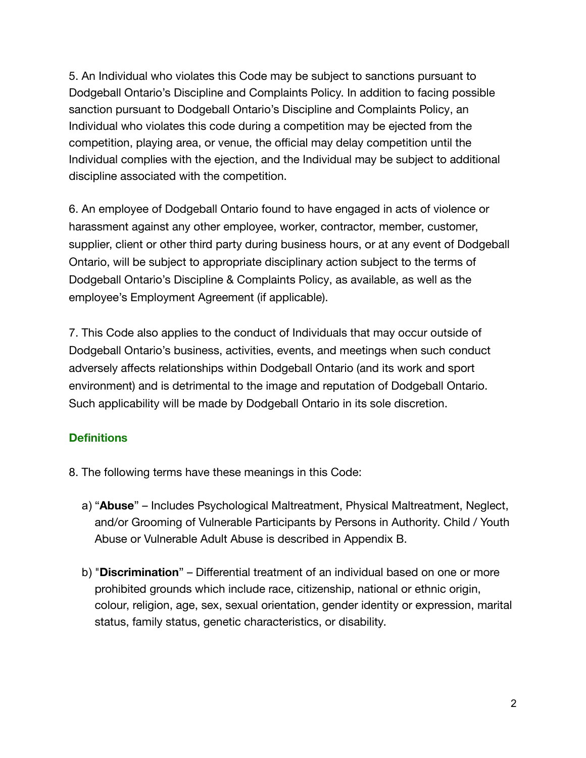5. An Individual who violates this Code may be subject to sanctions pursuant to Dodgeball Ontario's Discipline and Complaints Policy. In addition to facing possible sanction pursuant to Dodgeball Ontario's Discipline and Complaints Policy, an Individual who violates this code during a competition may be ejected from the competition, playing area, or venue, the official may delay competition until the Individual complies with the ejection, and the Individual may be subject to additional discipline associated with the competition.

6. An employee of Dodgeball Ontario found to have engaged in acts of violence or harassment against any other employee, worker, contractor, member, customer, supplier, client or other third party during business hours, or at any event of Dodgeball Ontario, will be subject to appropriate disciplinary action subject to the terms of Dodgeball Ontario's Discipline & Complaints Policy, as available, as well as the employee's Employment Agreement (if applicable).

7. This Code also applies to the conduct of Individuals that may occur outside of Dodgeball Ontario's business, activities, events, and meetings when such conduct adversely affects relationships within Dodgeball Ontario (and its work and sport environment) and is detrimental to the image and reputation of Dodgeball Ontario. Such applicability will be made by Dodgeball Ontario in its sole discretion.

## Definitions

8. The following terms have these meanings in this Code:

a) "**Abuse**" – Includes Psychological Maltreatment, Physical Maltreatment, Neglect, and/or Grooming of Vulnerable Participants by Persons in Authority. Child / Youth Abuse or Vulnerable Adult Abuse is described in Appendix B.

b) "**Discrimination**" – Differential treatment of an individual based on one or more prohibited grounds which include race, citizenship, national or ethnic origin, colour, religion, age, sex, sexual orientation, gender identity or expression, marital status, family status, genetic characteristics, or disability.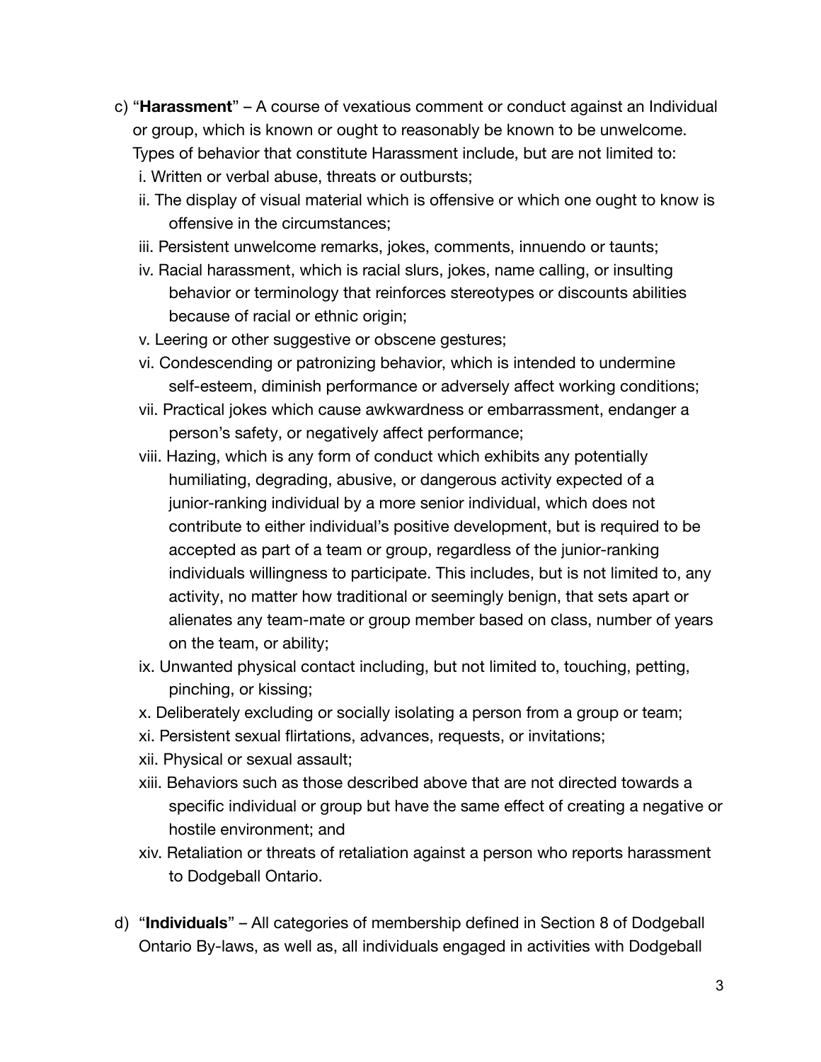c) “**Harassment**” – A course of vexatious comment or conduct against an Individual or group, which is known or ought to reasonably be known to be unwelcome. Types of behavior that constitute Harassment include, but are not limited to:

   i. Written or verbal abuse, threats or outbursts;

   ii. The display of visual material which is offensive or which one ought to know is offensive in the circumstances;

   iii. Persistent unwelcome remarks, jokes, comments, innuendo or taunts;

   iv. Racial harassment, which is racial slurs, jokes, name calling, or insulting behavior or terminology that reinforces stereotypes or discounts abilities because of racial or ethnic origin;

   v. Leering or other suggestive or obscene gestures;

   vi. Condescending or patronizing behavior, which is intended to undermine self-esteem, diminish performance or adversely affect working conditions;

   vii. Practical jokes which cause awkwardness or embarrassment, endanger a person’s safety, or negatively affect performance;

   viii. Hazing, which is any form of conduct which exhibits any potentially humiliating, degrading, abusive, or dangerous activity expected of a junior-ranking individual by a more senior individual, which does not contribute to either individual’s positive development, but is required to be accepted as part of a team or group, regardless of the junior-ranking individuals willingness to participate. This includes, but is not limited to, any activity, no matter how traditional or seemingly benign, that sets apart or alienates any team-mate or group member based on class, number of years on the team, or ability;

   ix. Unwanted physical contact including, but not limited to, touching, petting, pinching, or kissing;

   x. Deliberately excluding or socially isolating a person from a group or team;

   xi. Persistent sexual flirtations, advances, requests, or invitations;

   xii. Physical or sexual assault;

   xiii. Behaviors such as those described above that are not directed towards a specific individual or group but have the same effect of creating a negative or hostile environment; and

   xiv. Retaliation or threats of retaliation against a person who reports harassment to Dodgeball Ontario.

d) “**Individuals**” – All categories of membership defined in Section 8 of Dodgeball Ontario By-laws, as well as, all individuals engaged in activities with Dodgeball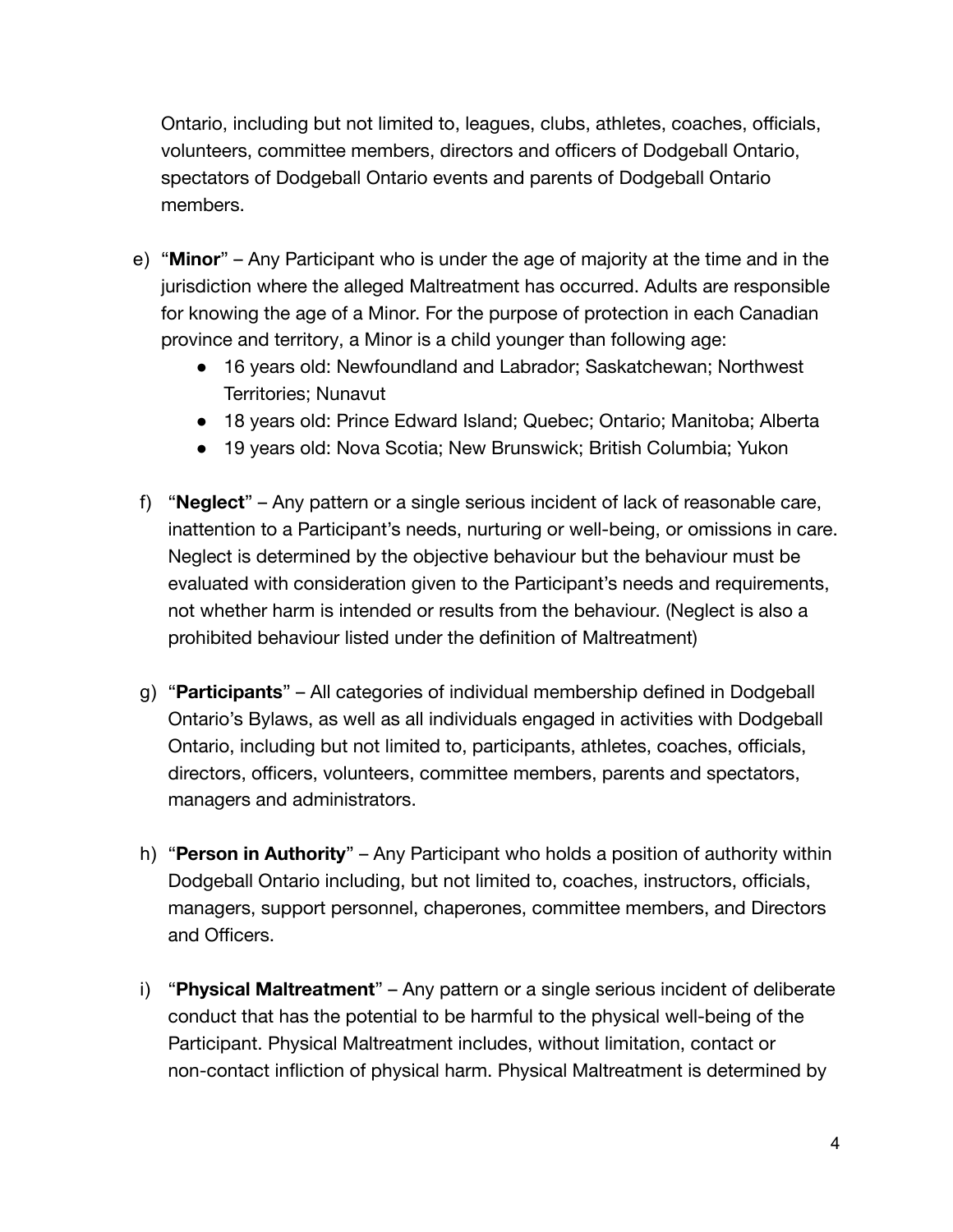Ontario, including but not limited to, leagues, clubs, athletes, coaches, officials, volunteers, committee members, directors and officers of Dodgeball Ontario, spectators of Dodgeball Ontario events and parents of Dodgeball Ontario members.

e) "**Minor**" – Any Participant who is under the age of majority at the time and in the jurisdiction where the alleged Maltreatment has occurred. Adults are responsible for knowing the age of a Minor. For the purpose of protection in each Canadian province and territory, a Minor is a child younger than following age:
    - 16 years old: Newfoundland and Labrador; Saskatchewan; Northwest Territories; Nunavut
    - 18 years old: Prince Edward Island; Quebec; Ontario; Manitoba; Alberta
    - 19 years old: Nova Scotia; New Brunswick; British Columbia; Yukon

f) "**Neglect**" – Any pattern or a single serious incident of lack of reasonable care, inattention to a Participant's needs, nurturing or well-being, or omissions in care. Neglect is determined by the objective behaviour but the behaviour must be evaluated with consideration given to the Participant's needs and requirements, not whether harm is intended or results from the behaviour. (Neglect is also a prohibited behaviour listed under the definition of Maltreatment)

g) "**Participants**" – All categories of individual membership defined in Dodgeball Ontario's Bylaws, as well as all individuals engaged in activities with Dodgeball Ontario, including but not limited to, participants, athletes, coaches, officials, directors, officers, volunteers, committee members, parents and spectators, managers and administrators.

h) "**Person in Authority**" – Any Participant who holds a position of authority within Dodgeball Ontario including, but not limited to, coaches, instructors, officials, managers, support personnel, chaperones, committee members, and Directors and Officers.

i) "**Physical Maltreatment**" – Any pattern or a single serious incident of deliberate conduct that has the potential to be harmful to the physical well-being of the Participant. Physical Maltreatment includes, without limitation, contact or non-contact infliction of physical harm. Physical Maltreatment is determined by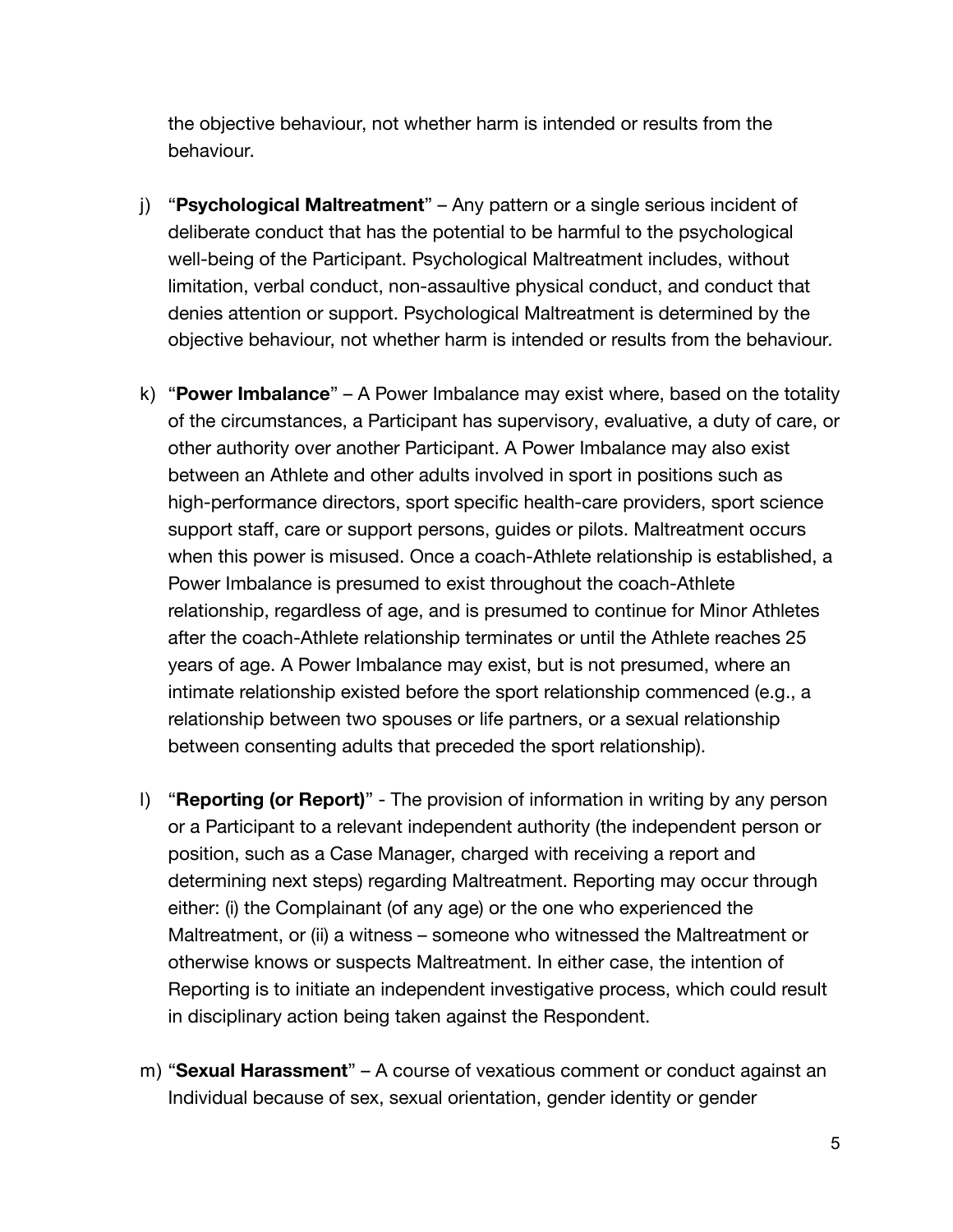the objective behaviour, not whether harm is intended or results from the behaviour.

j) "**Psychological Maltreatment**" – Any pattern or a single serious incident of deliberate conduct that has the potential to be harmful to the psychological well-being of the Participant. Psychological Maltreatment includes, without limitation, verbal conduct, non-assaultive physical conduct, and conduct that denies attention or support. Psychological Maltreatment is determined by the objective behaviour, not whether harm is intended or results from the behaviour.

k) "**Power Imbalance**" – A Power Imbalance may exist where, based on the totality of the circumstances, a Participant has supervisory, evaluative, a duty of care, or other authority over another Participant. A Power Imbalance may also exist between an Athlete and other adults involved in sport in positions such as high-performance directors, sport specific health-care providers, sport science support staff, care or support persons, guides or pilots. Maltreatment occurs when this power is misused. Once a coach-Athlete relationship is established, a Power Imbalance is presumed to exist throughout the coach-Athlete relationship, regardless of age, and is presumed to continue for Minor Athletes after the coach-Athlete relationship terminates or until the Athlete reaches 25 years of age. A Power Imbalance may exist, but is not presumed, where an intimate relationship existed before the sport relationship commenced (e.g., a relationship between two spouses or life partners, or a sexual relationship between consenting adults that preceded the sport relationship).

l) "**Reporting (or Report)**" - The provision of information in writing by any person or a Participant to a relevant independent authority (the independent person or position, such as a Case Manager, charged with receiving a report and determining next steps) regarding Maltreatment. Reporting may occur through either: (i) the Complainant (of any age) or the one who experienced the Maltreatment, or (ii) a witness – someone who witnessed the Maltreatment or otherwise knows or suspects Maltreatment. In either case, the intention of Reporting is to initiate an independent investigative process, which could result in disciplinary action being taken against the Respondent.

m) "**Sexual Harassment**" – A course of vexatious comment or conduct against an Individual because of sex, sexual orientation, gender identity or gender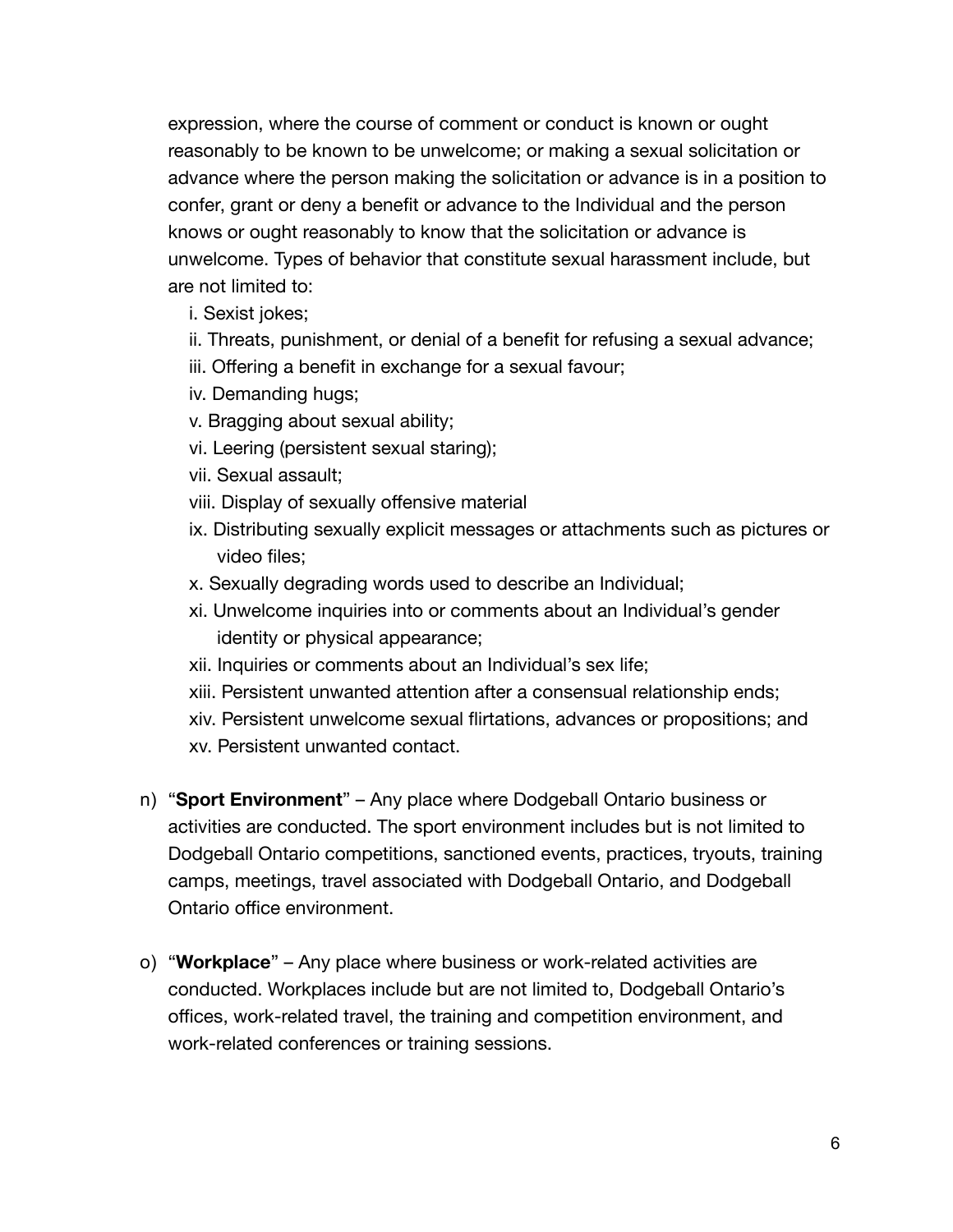expression, where the course of comment or conduct is known or ought reasonably to be known to be unwelcome; or making a sexual solicitation or advance where the person making the solicitation or advance is in a position to confer, grant or deny a benefit or advance to the Individual and the person knows or ought reasonably to know that the solicitation or advance is unwelcome. Types of behavior that constitute sexual harassment include, but are not limited to:

   i. Sexist jokes;
   ii. Threats, punishment, or denial of a benefit for refusing a sexual advance;
   iii. Offering a benefit in exchange for a sexual favour;
   iv. Demanding hugs;
   v. Bragging about sexual ability;
   vi. Leering (persistent sexual staring);
   vii. Sexual assault;
   viii. Display of sexually offensive material
   ix. Distributing sexually explicit messages or attachments such as pictures or video files;
   x. Sexually degrading words used to describe an Individual;
   xi. Unwelcome inquiries into or comments about an Individual's gender identity or physical appearance;
   xii. Inquiries or comments about an Individual's sex life;
   xiii. Persistent unwanted attention after a consensual relationship ends;
   xiv. Persistent unwelcome sexual flirtations, advances or propositions; and
   xv. Persistent unwanted contact.

n) "**Sport Environment**" – Any place where Dodgeball Ontario business or activities are conducted. The sport environment includes but is not limited to Dodgeball Ontario competitions, sanctioned events, practices, tryouts, training camps, meetings, travel associated with Dodgeball Ontario, and Dodgeball Ontario office environment.

o) "**Workplace**" – Any place where business or work-related activities are conducted. Workplaces include but are not limited to, Dodgeball Ontario's offices, work-related travel, the training and competition environment, and work-related conferences or training sessions.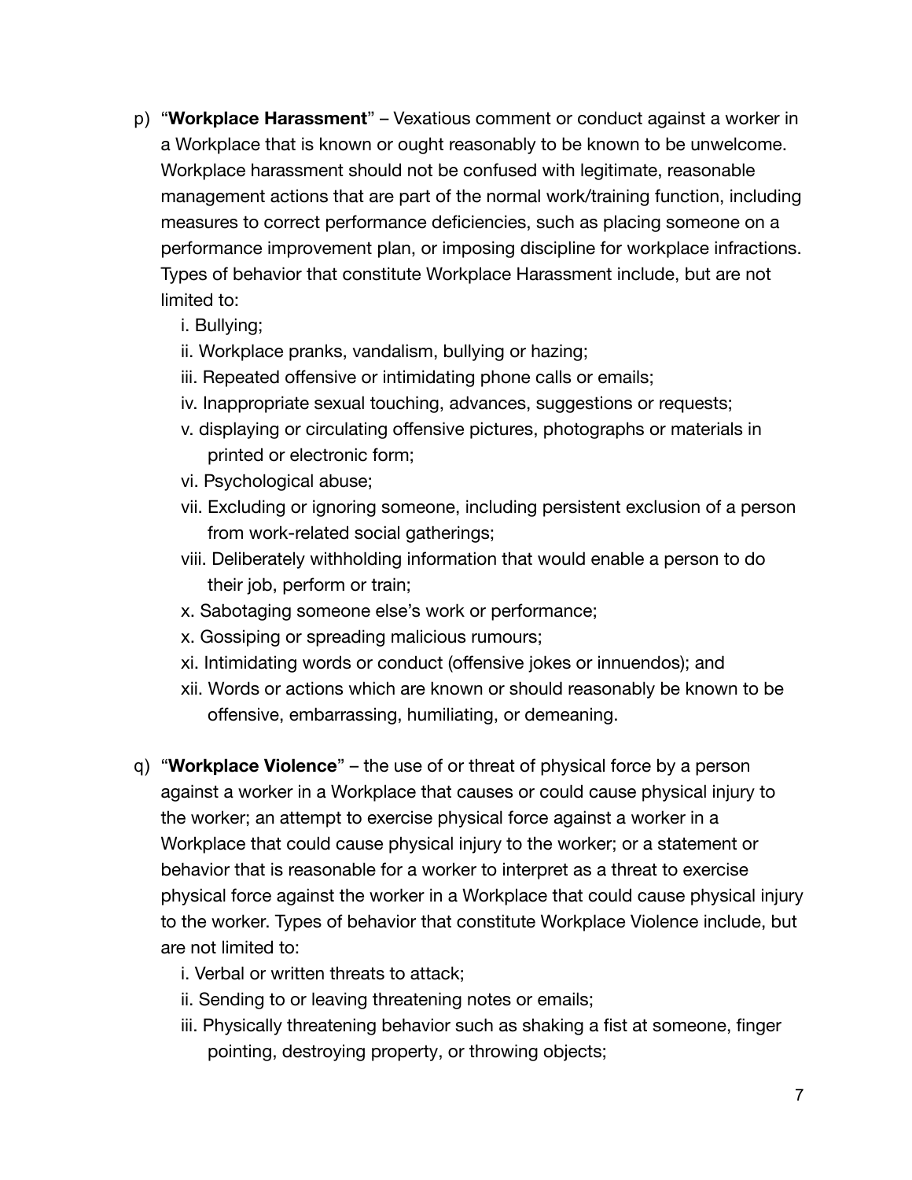p) "**Workplace Harassment**" – Vexatious comment or conduct against a worker in a Workplace that is known or ought reasonably to be known to be unwelcome. Workplace harassment should not be confused with legitimate, reasonable management actions that are part of the normal work/training function, including measures to correct performance deficiencies, such as placing someone on a performance improvement plan, or imposing discipline for workplace infractions. Types of behavior that constitute Workplace Harassment include, but are not limited to:

   i. Bullying;
   ii. Workplace pranks, vandalism, bullying or hazing;
   iii. Repeated offensive or intimidating phone calls or emails;
   iv. Inappropriate sexual touching, advances, suggestions or requests;
   v. displaying or circulating offensive pictures, photographs or materials in printed or electronic form;
   vi. Psychological abuse;
   vii. Excluding or ignoring someone, including persistent exclusion of a person from work-related social gatherings;
   viii. Deliberately withholding information that would enable a person to do their job, perform or train;
   x. Sabotaging someone else's work or performance;
   x. Gossiping or spreading malicious rumours;
   xi. Intimidating words or conduct (offensive jokes or innuendos); and
   xii. Words or actions which are known or should reasonably be known to be offensive, embarrassing, humiliating, or demeaning.

q) "**Workplace Violence**" – the use of or threat of physical force by a person against a worker in a Workplace that causes or could cause physical injury to the worker; an attempt to exercise physical force against a worker in a Workplace that could cause physical injury to the worker; or a statement or behavior that is reasonable for a worker to interpret as a threat to exercise physical force against the worker in a Workplace that could cause physical injury to the worker. Types of behavior that constitute Workplace Violence include, but are not limited to:

   i. Verbal or written threats to attack;
   ii. Sending to or leaving threatening notes or emails;
   iii. Physically threatening behavior such as shaking a fist at someone, finger pointing, destroying property, or throwing objects;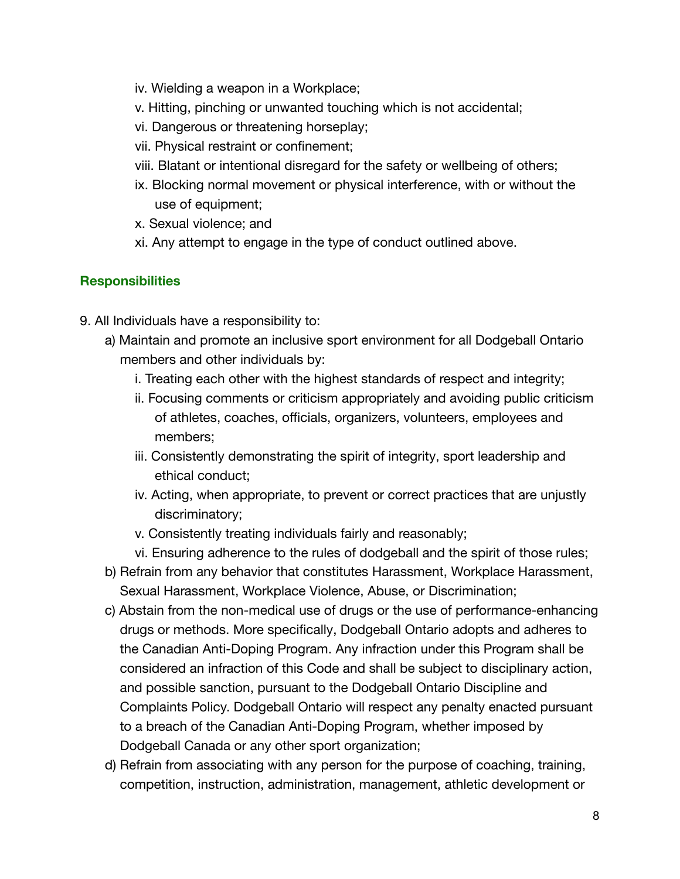iv. Wielding a weapon in a Workplace;
v. Hitting, pinching or unwanted touching which is not accidental;
vi. Dangerous or threatening horseplay;
vii. Physical restraint or confinement;
viii. Blatant or intentional disregard for the safety or wellbeing of others;
ix. Blocking normal movement or physical interference, with or without the use of equipment;
x. Sexual violence; and
xi. Any attempt to engage in the type of conduct outlined above.

## Responsibilities

9. All Individuals have a responsibility to:
   a) Maintain and promote an inclusive sport environment for all Dodgeball Ontario members and other individuals by:
      i. Treating each other with the highest standards of respect and integrity;
      ii. Focusing comments or criticism appropriately and avoiding public criticism of athletes, coaches, officials, organizers, volunteers, employees and members;
      iii. Consistently demonstrating the spirit of integrity, sport leadership and ethical conduct;
      iv. Acting, when appropriate, to prevent or correct practices that are unjustly discriminatory;
      v. Consistently treating individuals fairly and reasonably;
      vi. Ensuring adherence to the rules of dodgeball and the spirit of those rules;
   b) Refrain from any behavior that constitutes Harassment, Workplace Harassment, Sexual Harassment, Workplace Violence, Abuse, or Discrimination;
   c) Abstain from the non-medical use of drugs or the use of performance-enhancing drugs or methods. More specifically, Dodgeball Ontario adopts and adheres to the Canadian Anti-Doping Program. Any infraction under this Program shall be considered an infraction of this Code and shall be subject to disciplinary action, and possible sanction, pursuant to the Dodgeball Ontario Discipline and Complaints Policy. Dodgeball Ontario will respect any penalty enacted pursuant to a breach of the Canadian Anti-Doping Program, whether imposed by Dodgeball Canada or any other sport organization;
   d) Refrain from associating with any person for the purpose of coaching, training, competition, instruction, administration, management, athletic development or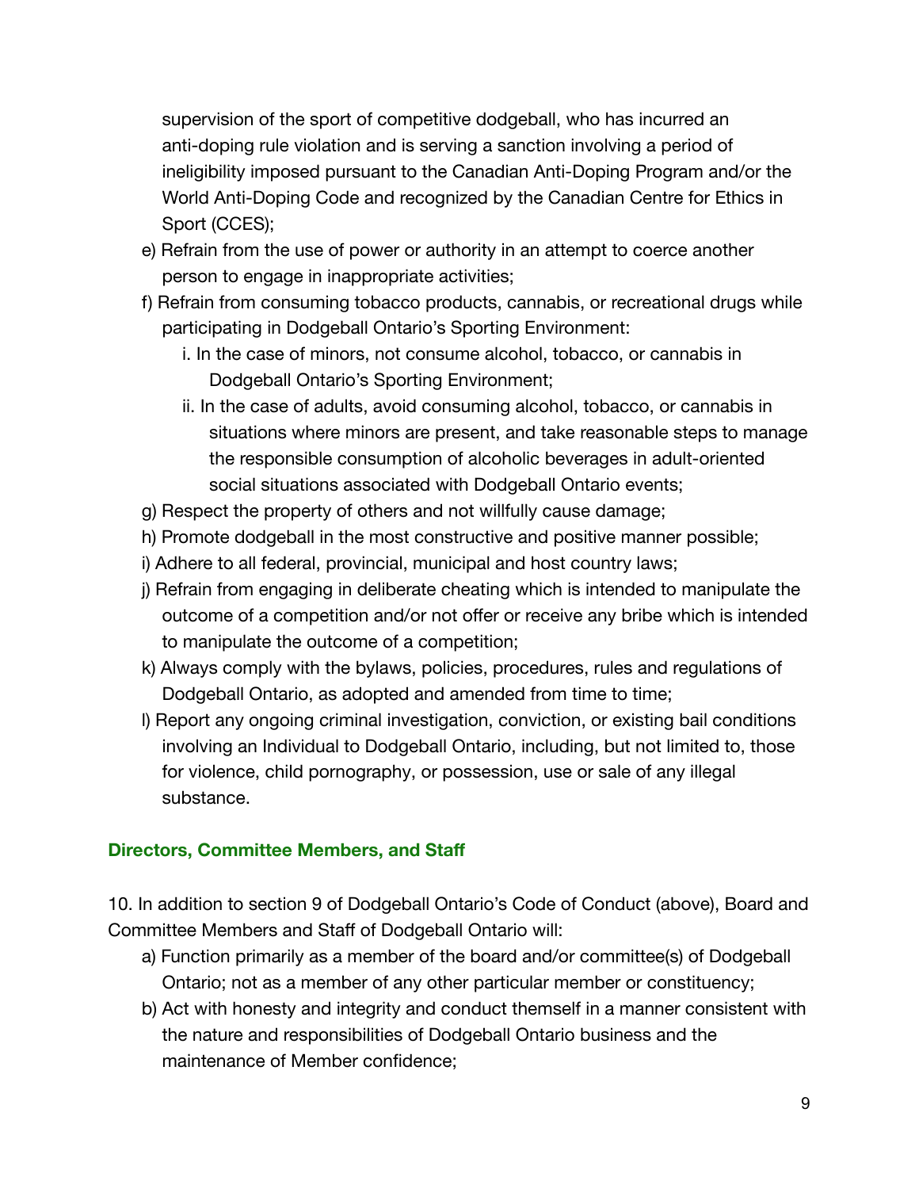supervision of the sport of competitive dodgeball, who has incurred an anti-doping rule violation and is serving a sanction involving a period of ineligibility imposed pursuant to the Canadian Anti-Doping Program and/or the World Anti-Doping Code and recognized by the Canadian Centre for Ethics in Sport (CCES);

e) Refrain from the use of power or authority in an attempt to coerce another person to engage in inappropriate activities;

f) Refrain from consuming tobacco products, cannabis, or recreational drugs while participating in Dodgeball Ontario's Sporting Environment:

  i. In the case of minors, not consume alcohol, tobacco, or cannabis in Dodgeball Ontario's Sporting Environment;

  ii. In the case of adults, avoid consuming alcohol, tobacco, or cannabis in situations where minors are present, and take reasonable steps to manage the responsible consumption of alcoholic beverages in adult-oriented social situations associated with Dodgeball Ontario events;

g) Respect the property of others and not willfully cause damage;

h) Promote dodgeball in the most constructive and positive manner possible;

i) Adhere to all federal, provincial, municipal and host country laws;

j) Refrain from engaging in deliberate cheating which is intended to manipulate the outcome of a competition and/or not offer or receive any bribe which is intended to manipulate the outcome of a competition;

k) Always comply with the bylaws, policies, procedures, rules and regulations of Dodgeball Ontario, as adopted and amended from time to time;

l) Report any ongoing criminal investigation, conviction, or existing bail conditions involving an Individual to Dodgeball Ontario, including, but not limited to, those for violence, child pornography, or possession, use or sale of any illegal substance.

### Directors, Committee Members, and Staff

10. In addition to section 9 of Dodgeball Ontario's Code of Conduct (above), Board and Committee Members and Staff of Dodgeball Ontario will:

a) Function primarily as a member of the board and/or committee(s) of Dodgeball Ontario; not as a member of any other particular member or constituency;

b) Act with honesty and integrity and conduct themself in a manner consistent with the nature and responsibilities of Dodgeball Ontario business and the maintenance of Member confidence;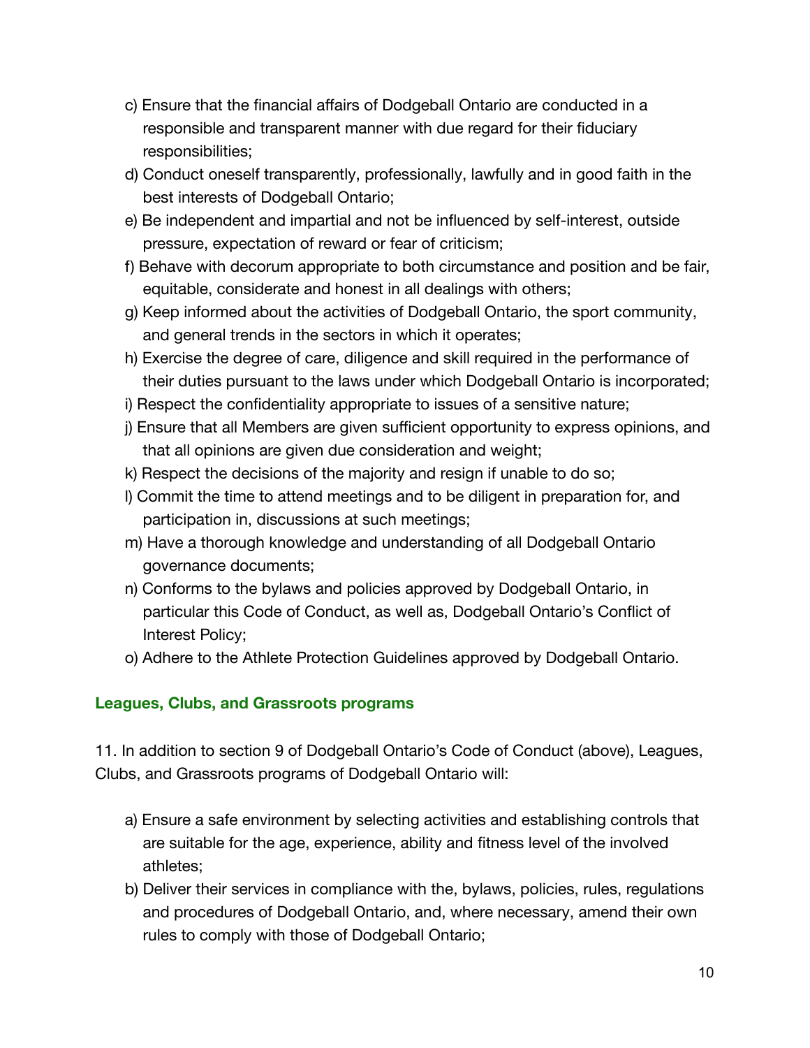c) Ensure that the financial affairs of Dodgeball Ontario are conducted in a responsible and transparent manner with due regard for their fiduciary responsibilities;

d) Conduct oneself transparently, professionally, lawfully and in good faith in the best interests of Dodgeball Ontario;

e) Be independent and impartial and not be influenced by self-interest, outside pressure, expectation of reward or fear of criticism;

f) Behave with decorum appropriate to both circumstance and position and be fair, equitable, considerate and honest in all dealings with others;

g) Keep informed about the activities of Dodgeball Ontario, the sport community, and general trends in the sectors in which it operates;

h) Exercise the degree of care, diligence and skill required in the performance of their duties pursuant to the laws under which Dodgeball Ontario is incorporated;

i) Respect the confidentiality appropriate to issues of a sensitive nature;

j) Ensure that all Members are given sufficient opportunity to express opinions, and that all opinions are given due consideration and weight;

k) Respect the decisions of the majority and resign if unable to do so;

l) Commit the time to attend meetings and to be diligent in preparation for, and participation in, discussions at such meetings;

m) Have a thorough knowledge and understanding of all Dodgeball Ontario governance documents;

n) Conforms to the bylaws and policies approved by Dodgeball Ontario, in particular this Code of Conduct, as well as, Dodgeball Ontario's Conflict of Interest Policy;

o) Adhere to the Athlete Protection Guidelines approved by Dodgeball Ontario.

### Leagues, Clubs, and Grassroots programs

11. In addition to section 9 of Dodgeball Ontario's Code of Conduct (above), Leagues, Clubs, and Grassroots programs of Dodgeball Ontario will:

a) Ensure a safe environment by selecting activities and establishing controls that are suitable for the age, experience, ability and fitness level of the involved athletes;

b) Deliver their services in compliance with the, bylaws, policies, rules, regulations and procedures of Dodgeball Ontario, and, where necessary, amend their own rules to comply with those of Dodgeball Ontario;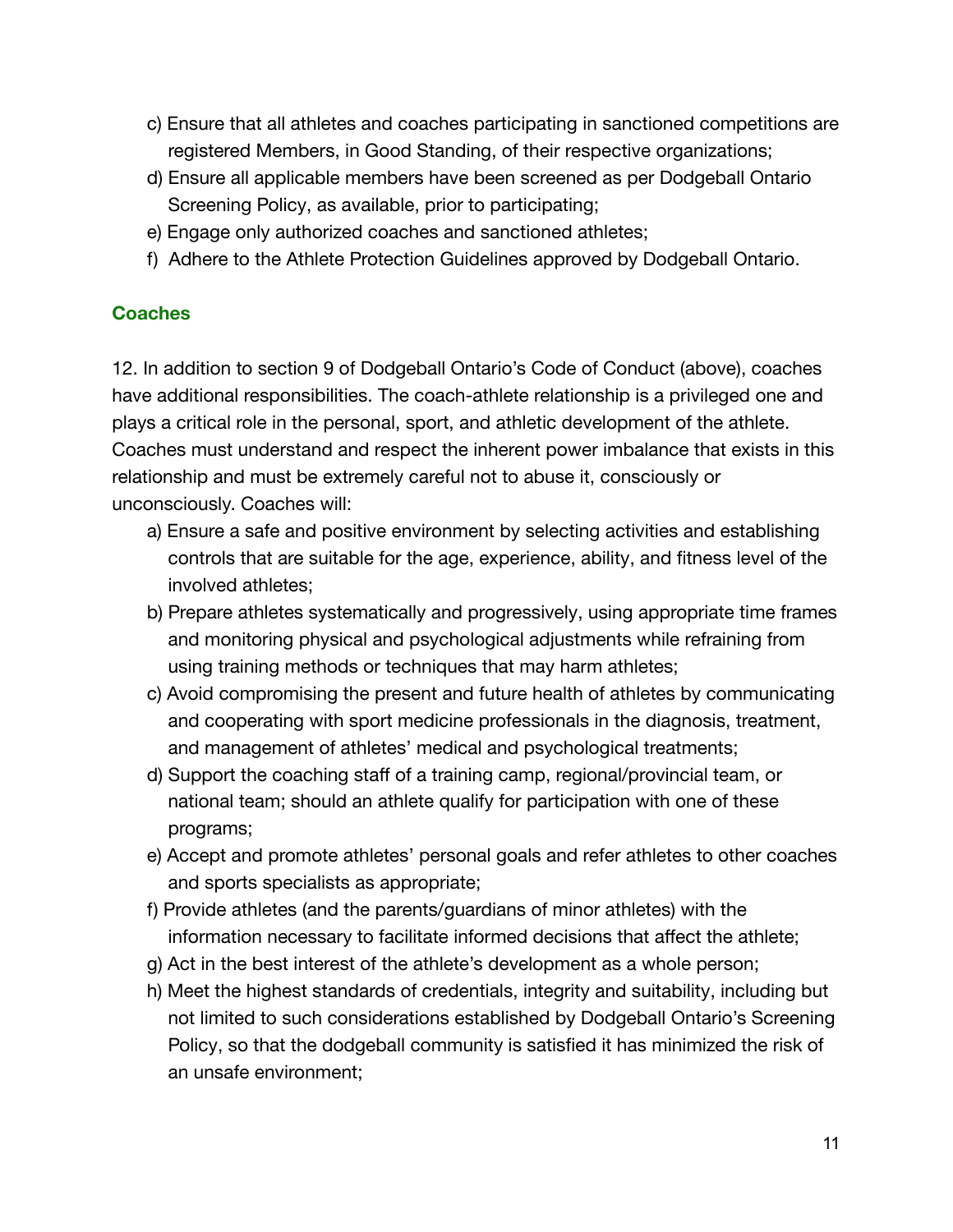c) Ensure that all athletes and coaches participating in sanctioned competitions are registered Members, in Good Standing, of their respective organizations;

d) Ensure all applicable members have been screened as per Dodgeball Ontario Screening Policy, as available, prior to participating;

e) Engage only authorized coaches and sanctioned athletes;

f) Adhere to the Athlete Protection Guidelines approved by Dodgeball Ontario.

### Coaches

12. In addition to section 9 of Dodgeball Ontario's Code of Conduct (above), coaches have additional responsibilities. The coach-athlete relationship is a privileged one and plays a critical role in the personal, sport, and athletic development of the athlete. Coaches must understand and respect the inherent power imbalance that exists in this relationship and must be extremely careful not to abuse it, consciously or unconsciously. Coaches will:

a) Ensure a safe and positive environment by selecting activities and establishing controls that are suitable for the age, experience, ability, and fitness level of the involved athletes;

b) Prepare athletes systematically and progressively, using appropriate time frames and monitoring physical and psychological adjustments while refraining from using training methods or techniques that may harm athletes;

c) Avoid compromising the present and future health of athletes by communicating and cooperating with sport medicine professionals in the diagnosis, treatment, and management of athletes' medical and psychological treatments;

d) Support the coaching staff of a training camp, regional/provincial team, or national team; should an athlete qualify for participation with one of these programs;

e) Accept and promote athletes' personal goals and refer athletes to other coaches and sports specialists as appropriate;

f) Provide athletes (and the parents/guardians of minor athletes) with the information necessary to facilitate informed decisions that affect the athlete;

g) Act in the best interest of the athlete's development as a whole person;

h) Meet the highest standards of credentials, integrity and suitability, including but not limited to such considerations established by Dodgeball Ontario's Screening Policy, so that the dodgeball community is satisfied it has minimized the risk of an unsafe environment;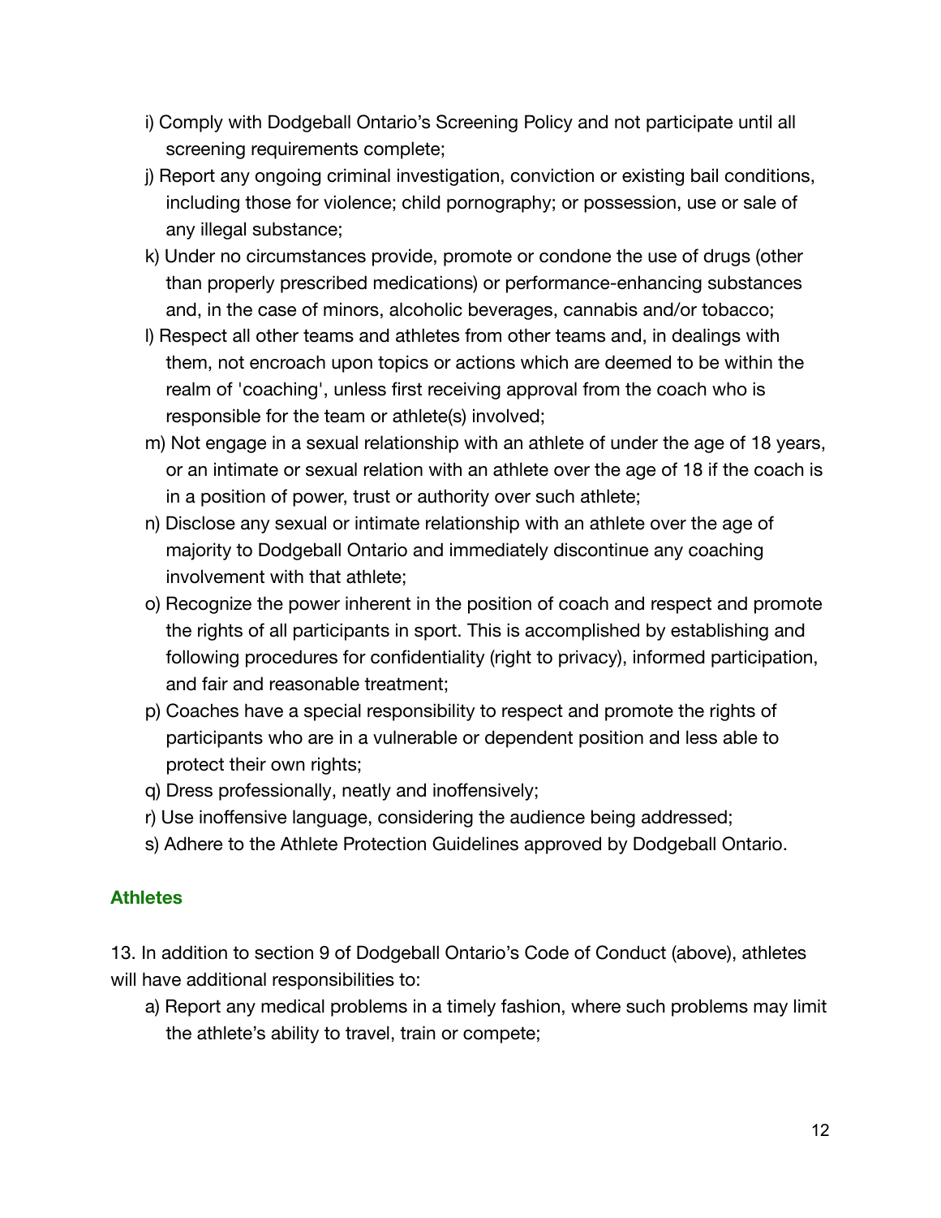i) Comply with Dodgeball Ontario's Screening Policy and not participate until all screening requirements complete;

j) Report any ongoing criminal investigation, conviction or existing bail conditions, including those for violence; child pornography; or possession, use or sale of any illegal substance;

k) Under no circumstances provide, promote or condone the use of drugs (other than properly prescribed medications) or performance-enhancing substances and, in the case of minors, alcoholic beverages, cannabis and/or tobacco;

l) Respect all other teams and athletes from other teams and, in dealings with them, not encroach upon topics or actions which are deemed to be within the realm of 'coaching', unless first receiving approval from the coach who is responsible for the team or athlete(s) involved;

m) Not engage in a sexual relationship with an athlete of under the age of 18 years, or an intimate or sexual relation with an athlete over the age of 18 if the coach is in a position of power, trust or authority over such athlete;

n) Disclose any sexual or intimate relationship with an athlete over the age of majority to Dodgeball Ontario and immediately discontinue any coaching involvement with that athlete;

o) Recognize the power inherent in the position of coach and respect and promote the rights of all participants in sport. This is accomplished by establishing and following procedures for confidentiality (right to privacy), informed participation, and fair and reasonable treatment;

p) Coaches have a special responsibility to respect and promote the rights of participants who are in a vulnerable or dependent position and less able to protect their own rights;

q) Dress professionally, neatly and inoffensively;

r) Use inoffensive language, considering the audience being addressed;

s) Adhere to the Athlete Protection Guidelines approved by Dodgeball Ontario.

### Athletes

13. In addition to section 9 of Dodgeball Ontario's Code of Conduct (above), athletes will have additional responsibilities to:

a) Report any medical problems in a timely fashion, where such problems may limit the athlete's ability to travel, train or compete;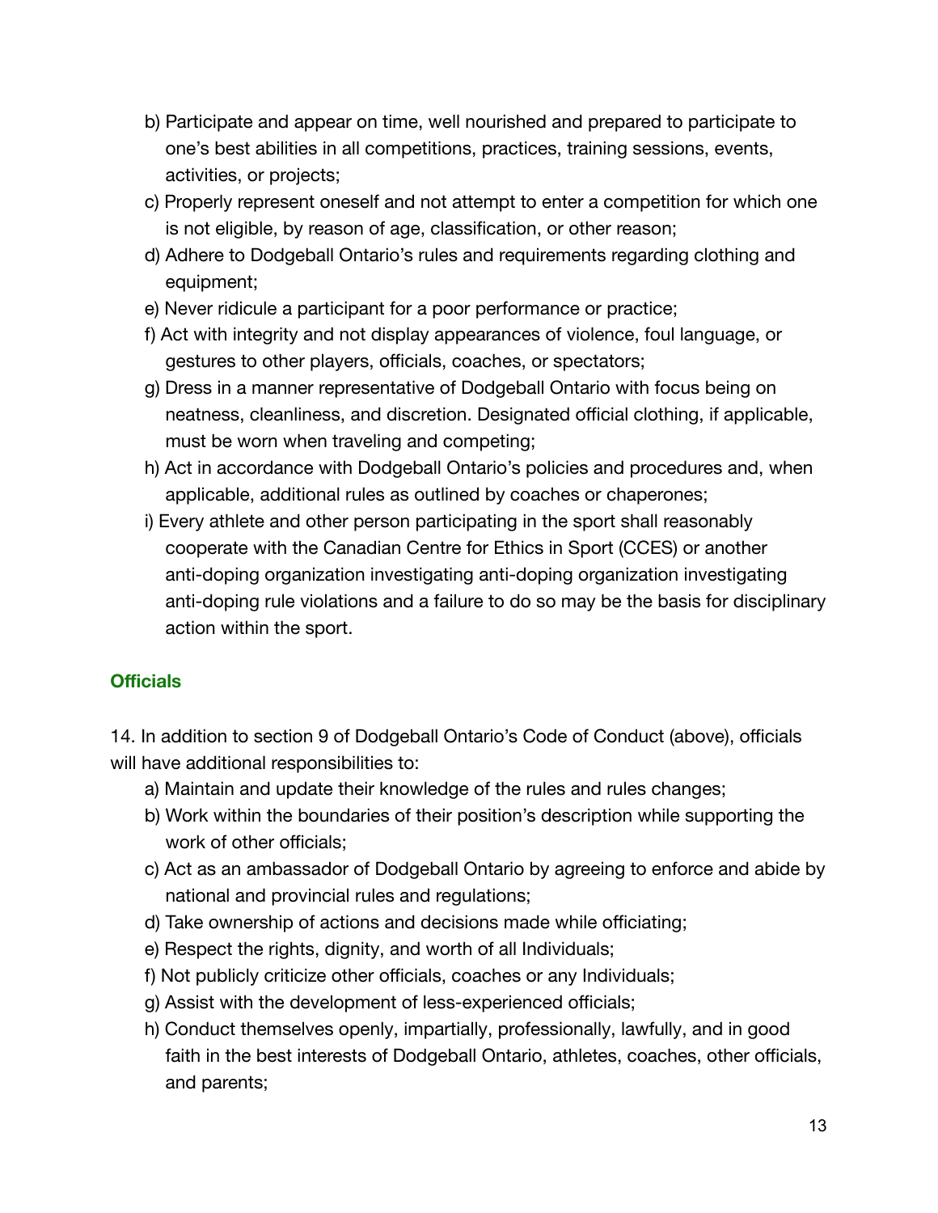b) Participate and appear on time, well nourished and prepared to participate to one's best abilities in all competitions, practices, training sessions, events, activities, or projects;
c) Properly represent oneself and not attempt to enter a competition for which one is not eligible, by reason of age, classification, or other reason;
d) Adhere to Dodgeball Ontario's rules and requirements regarding clothing and equipment;
e) Never ridicule a participant for a poor performance or practice;
f) Act with integrity and not display appearances of violence, foul language, or gestures to other players, officials, coaches, or spectators;
g) Dress in a manner representative of Dodgeball Ontario with focus being on neatness, cleanliness, and discretion. Designated official clothing, if applicable, must be worn when traveling and competing;
h) Act in accordance with Dodgeball Ontario's policies and procedures and, when applicable, additional rules as outlined by coaches or chaperones;
i) Every athlete and other person participating in the sport shall reasonably cooperate with the Canadian Centre for Ethics in Sport (CCES) or another anti-doping organization investigating anti-doping organization investigating anti-doping rule violations and a failure to do so may be the basis for disciplinary action within the sport.

## Officials

14. In addition to section 9 of Dodgeball Ontario's Code of Conduct (above), officials will have additional responsibilities to:

a) Maintain and update their knowledge of the rules and rules changes;
b) Work within the boundaries of their position's description while supporting the work of other officials;
c) Act as an ambassador of Dodgeball Ontario by agreeing to enforce and abide by national and provincial rules and regulations;
d) Take ownership of actions and decisions made while officiating;
e) Respect the rights, dignity, and worth of all Individuals;
f) Not publicly criticize other officials, coaches or any Individuals;
g) Assist with the development of less-experienced officials;
h) Conduct themselves openly, impartially, professionally, lawfully, and in good faith in the best interests of Dodgeball Ontario, athletes, coaches, other officials, and parents;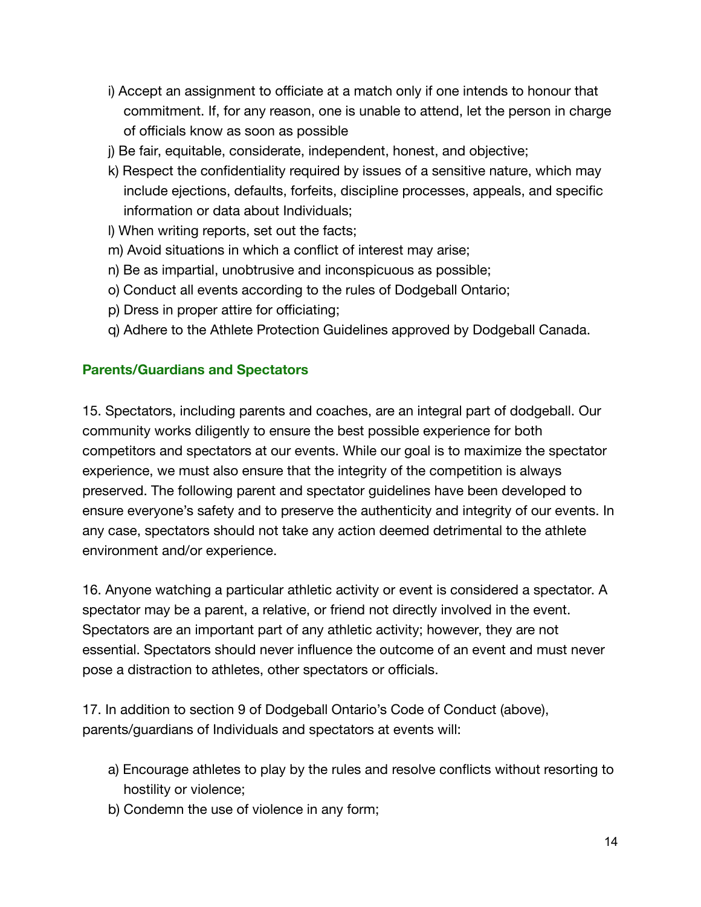i) Accept an assignment to officiate at a match only if one intends to honour that commitment. If, for any reason, one is unable to attend, let the person in charge of officials know as soon as possible

j) Be fair, equitable, considerate, independent, honest, and objective;

k) Respect the confidentiality required by issues of a sensitive nature, which may include ejections, defaults, forfeits, discipline processes, appeals, and specific information or data about Individuals;

l) When writing reports, set out the facts;

m) Avoid situations in which a conflict of interest may arise;

n) Be as impartial, unobtrusive and inconspicuous as possible;

o) Conduct all events according to the rules of Dodgeball Ontario;

p) Dress in proper attire for officiating;

q) Adhere to the Athlete Protection Guidelines approved by Dodgeball Canada.

### Parents/Guardians and Spectators

15. Spectators, including parents and coaches, are an integral part of dodgeball. Our community works diligently to ensure the best possible experience for both competitors and spectators at our events. While our goal is to maximize the spectator experience, we must also ensure that the integrity of the competition is always preserved. The following parent and spectator guidelines have been developed to ensure everyone's safety and to preserve the authenticity and integrity of our events. In any case, spectators should not take any action deemed detrimental to the athlete environment and/or experience.

16. Anyone watching a particular athletic activity or event is considered a spectator. A spectator may be a parent, a relative, or friend not directly involved in the event. Spectators are an important part of any athletic activity; however, they are not essential. Spectators should never influence the outcome of an event and must never pose a distraction to athletes, other spectators or officials.

17. In addition to section 9 of Dodgeball Ontario's Code of Conduct (above), parents/guardians of Individuals and spectators at events will:

a) Encourage athletes to play by the rules and resolve conflicts without resorting to hostility or violence;

b) Condemn the use of violence in any form;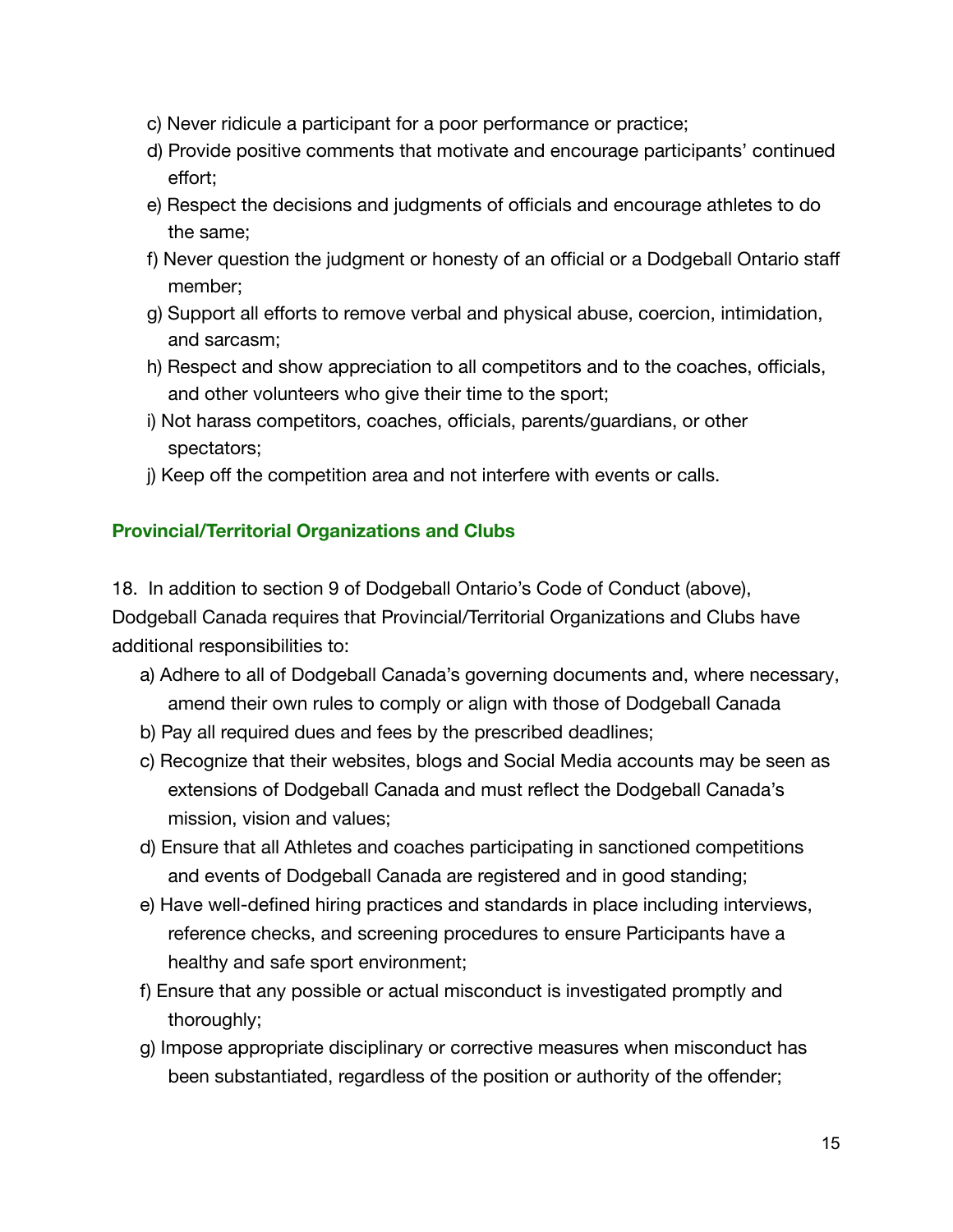c) Never ridicule a participant for a poor performance or practice;
d) Provide positive comments that motivate and encourage participants' continued effort;
e) Respect the decisions and judgments of officials and encourage athletes to do the same;
f) Never question the judgment or honesty of an official or a Dodgeball Ontario staff member;
g) Support all efforts to remove verbal and physical abuse, coercion, intimidation, and sarcasm;
h) Respect and show appreciation to all competitors and to the coaches, officials, and other volunteers who give their time to the sport;
i) Not harass competitors, coaches, officials, parents/guardians, or other spectators;
j) Keep off the competition area and not interfere with events or calls.

### Provincial/Territorial Organizations and Clubs

18. In addition to section 9 of Dodgeball Ontario's Code of Conduct (above), Dodgeball Canada requires that Provincial/Territorial Organizations and Clubs have additional responsibilities to:

a) Adhere to all of Dodgeball Canada's governing documents and, where necessary, amend their own rules to comply or align with those of Dodgeball Canada
b) Pay all required dues and fees by the prescribed deadlines;
c) Recognize that their websites, blogs and Social Media accounts may be seen as extensions of Dodgeball Canada and must reflect the Dodgeball Canada's mission, vision and values;
d) Ensure that all Athletes and coaches participating in sanctioned competitions and events of Dodgeball Canada are registered and in good standing;
e) Have well-defined hiring practices and standards in place including interviews, reference checks, and screening procedures to ensure Participants have a healthy and safe sport environment;
f) Ensure that any possible or actual misconduct is investigated promptly and thoroughly;
g) Impose appropriate disciplinary or corrective measures when misconduct has been substantiated, regardless of the position or authority of the offender;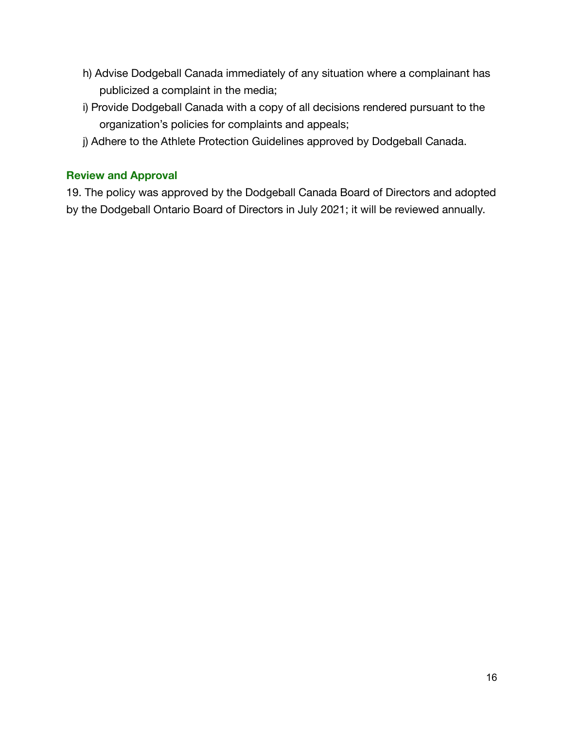h) Advise Dodgeball Canada immediately of any situation where a complainant has publicized a complaint in the media;

i) Provide Dodgeball Canada with a copy of all decisions rendered pursuant to the organization's policies for complaints and appeals;

j) Adhere to the Athlete Protection Guidelines approved by Dodgeball Canada.

## Review and Approval

19. The policy was approved by the Dodgeball Canada Board of Directors and adopted by the Dodgeball Ontario Board of Directors in July 2021; it will be reviewed annually.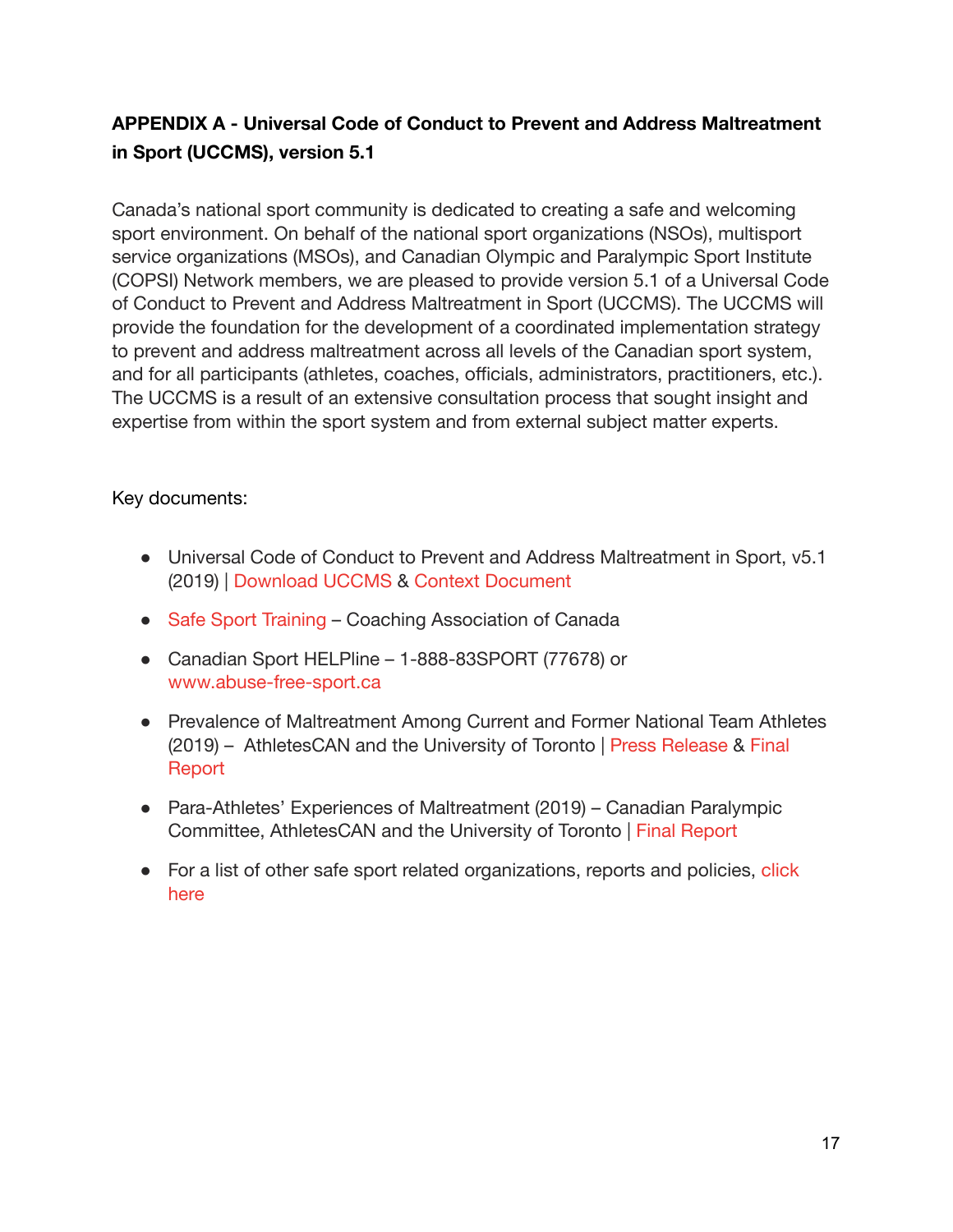**APPENDIX A - Universal Code of Conduct to Prevent and Address Maltreatment in Sport (UCCMS), version 5.1**

Canada's national sport community is dedicated to creating a safe and welcoming sport environment. On behalf of the national sport organizations (NSOs), multisport service organizations (MSOs), and Canadian Olympic and Paralympic Sport Institute (COPSI) Network members, we are pleased to provide version 5.1 of a Universal Code of Conduct to Prevent and Address Maltreatment in Sport (UCCMS). The UCCMS will provide the foundation for the development of a coordinated implementation strategy to prevent and address maltreatment across all levels of the Canadian sport system, and for all participants (athletes, coaches, officials, administrators, practitioners, etc.). The UCCMS is a result of an extensive consultation process that sought insight and expertise from within the sport system and from external subject matter experts.

Key documents:

- Universal Code of Conduct to Prevent and Address Maltreatment in Sport, v5.1 (2019) | Download UCCMS & Context Document
- Safe Sport Training – Coaching Association of Canada
- Canadian Sport HELPline – 1-888-83SPORT (77678) or www.abuse-free-sport.ca
- Prevalence of Maltreatment Among Current and Former National Team Athletes (2019) – AthletesCAN and the University of Toronto | Press Release & Final Report
- Para-Athletes' Experiences of Maltreatment (2019) – Canadian Paralympic Committee, AthletesCAN and the University of Toronto | Final Report
- For a list of other safe sport related organizations, reports and policies, click here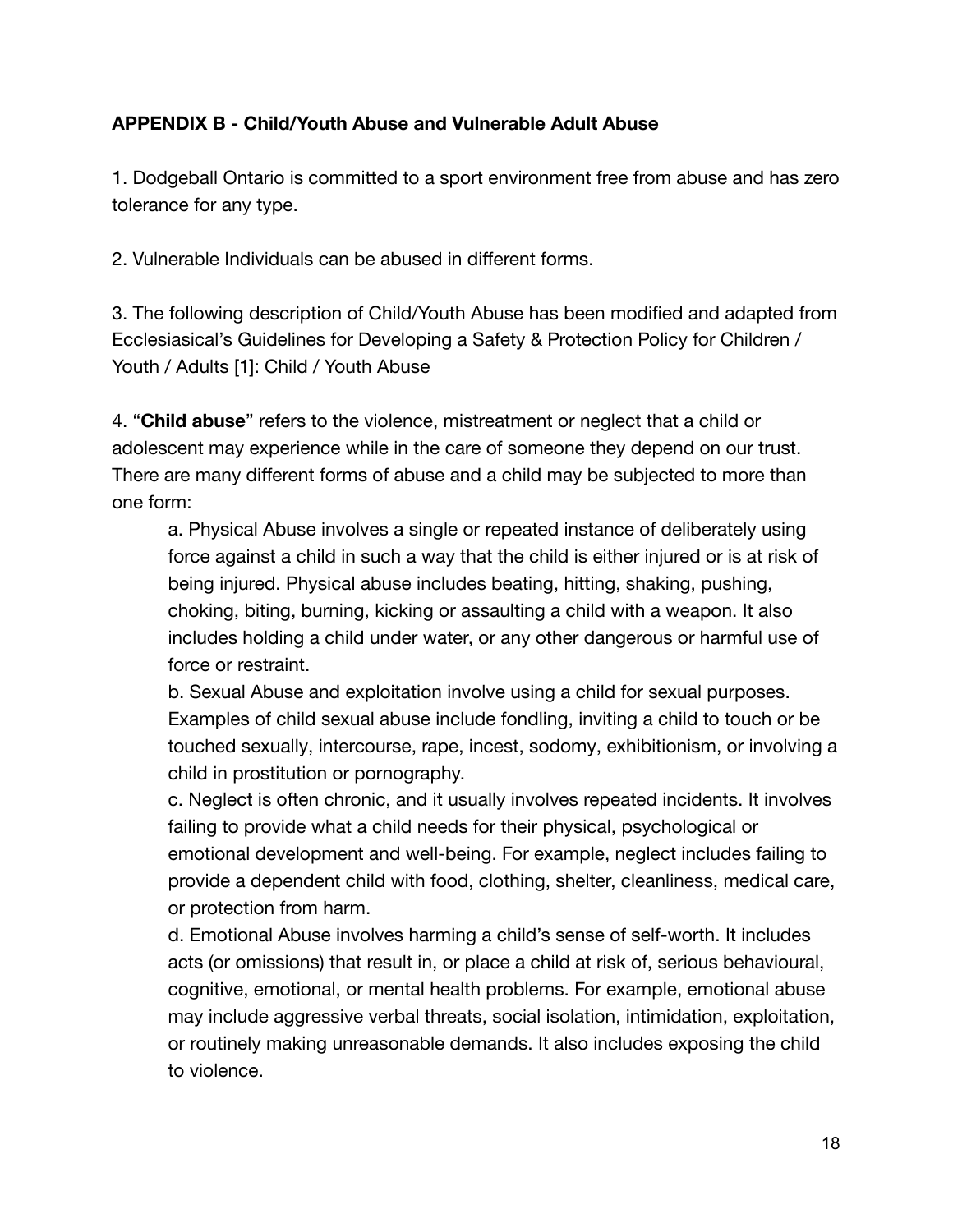**APPENDIX B - Child/Youth Abuse and Vulnerable Adult Abuse**

1. Dodgeball Ontario is committed to a sport environment free from abuse and has zero tolerance for any type.

2. Vulnerable Individuals can be abused in different forms.

3. The following description of Child/Youth Abuse has been modified and adapted from Ecclesiasical's Guidelines for Developing a Safety & Protection Policy for Children / Youth / Adults [1]: Child / Youth Abuse

4. "**Child abuse**" refers to the violence, mistreatment or neglect that a child or adolescent may experience while in the care of someone they depend on our trust. There are many different forms of abuse and a child may be subjected to more than one form:

   a. Physical Abuse involves a single or repeated instance of deliberately using force against a child in such a way that the child is either injured or is at risk of being injured. Physical abuse includes beating, hitting, shaking, pushing, choking, biting, burning, kicking or assaulting a child with a weapon. It also includes holding a child under water, or any other dangerous or harmful use of force or restraint.

   b. Sexual Abuse and exploitation involve using a child for sexual purposes. Examples of child sexual abuse include fondling, inviting a child to touch or be touched sexually, intercourse, rape, incest, sodomy, exhibitionism, or involving a child in prostitution or pornography.

   c. Neglect is often chronic, and it usually involves repeated incidents. It involves failing to provide what a child needs for their physical, psychological or emotional development and well-being. For example, neglect includes failing to provide a dependent child with food, clothing, shelter, cleanliness, medical care, or protection from harm.

   d. Emotional Abuse involves harming a child's sense of self-worth. It includes acts (or omissions) that result in, or place a child at risk of, serious behavioural, cognitive, emotional, or mental health problems. For example, emotional abuse may include aggressive verbal threats, social isolation, intimidation, exploitation, or routinely making unreasonable demands. It also includes exposing the child to violence.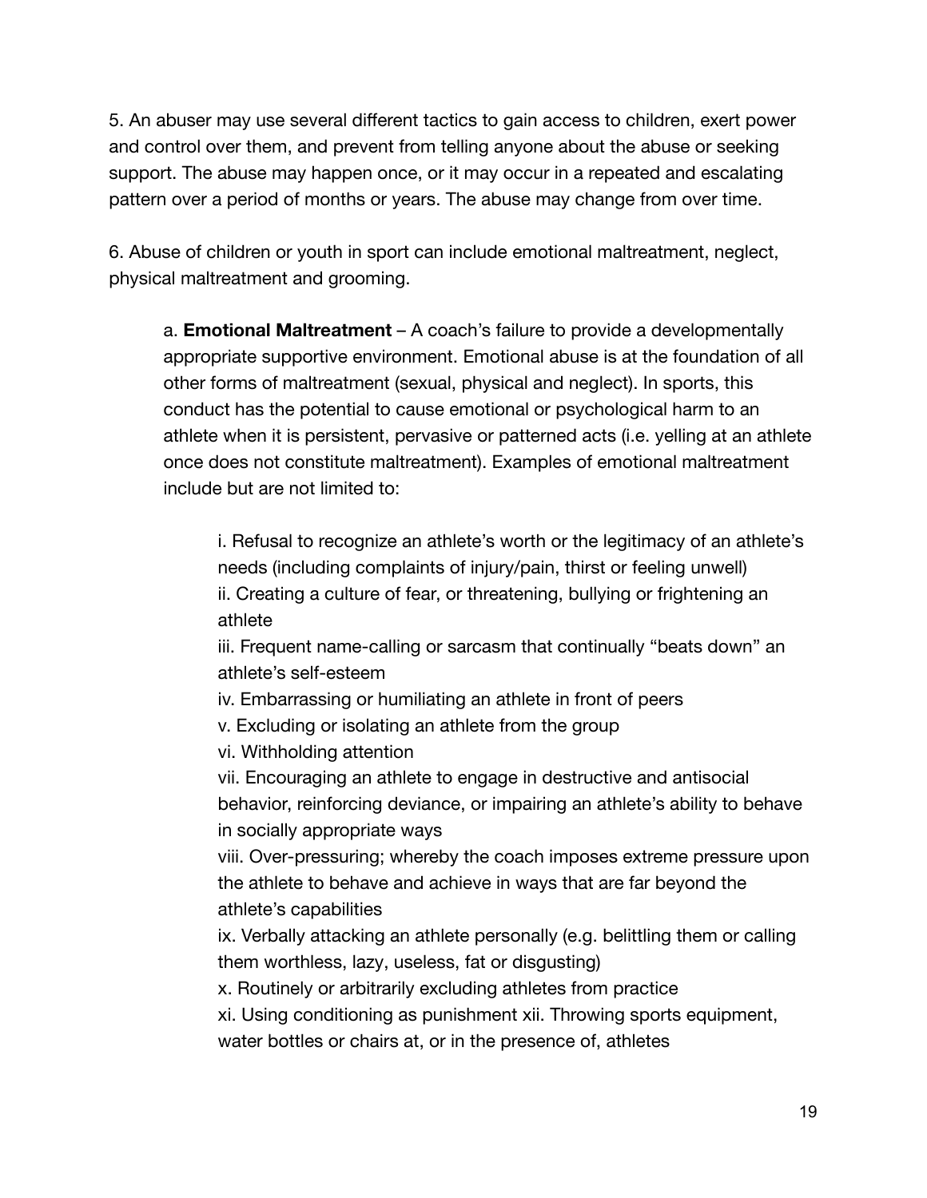5. An abuser may use several different tactics to gain access to children, exert power and control over them, and prevent from telling anyone about the abuse or seeking support. The abuse may happen once, or it may occur in a repeated and escalating pattern over a period of months or years. The abuse may change from over time.

6. Abuse of children or youth in sport can include emotional maltreatment, neglect, physical maltreatment and grooming.

a. **Emotional Maltreatment** – A coach's failure to provide a developmentally appropriate supportive environment. Emotional abuse is at the foundation of all other forms of maltreatment (sexual, physical and neglect). In sports, this conduct has the potential to cause emotional or psychological harm to an athlete when it is persistent, pervasive or patterned acts (i.e. yelling at an athlete once does not constitute maltreatment). Examples of emotional maltreatment include but are not limited to:

i. Refusal to recognize an athlete's worth or the legitimacy of an athlete's needs (including complaints of injury/pain, thirst or feeling unwell)
ii. Creating a culture of fear, or threatening, bullying or frightening an athlete
iii. Frequent name-calling or sarcasm that continually "beats down" an athlete's self-esteem
iv. Embarrassing or humiliating an athlete in front of peers
v. Excluding or isolating an athlete from the group
vi. Withholding attention
vii. Encouraging an athlete to engage in destructive and antisocial behavior, reinforcing deviance, or impairing an athlete's ability to behave in socially appropriate ways
viii. Over-pressuring; whereby the coach imposes extreme pressure upon the athlete to behave and achieve in ways that are far beyond the athlete's capabilities
ix. Verbally attacking an athlete personally (e.g. belittling them or calling them worthless, lazy, useless, fat or disgusting)
x. Routinely or arbitrarily excluding athletes from practice
xi. Using conditioning as punishment xii. Throwing sports equipment, water bottles or chairs at, or in the presence of, athletes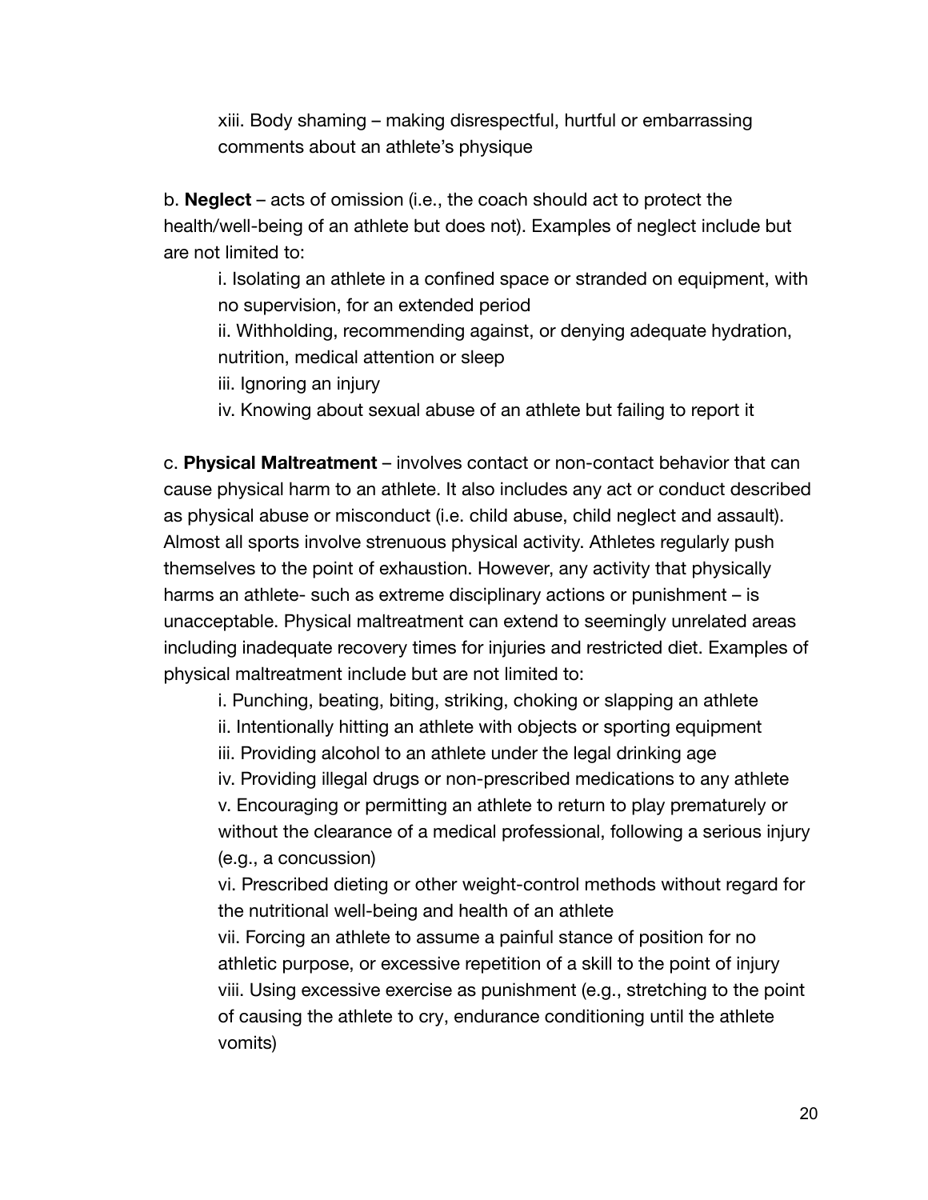xiii. Body shaming – making disrespectful, hurtful or embarrassing comments about an athlete's physique

b. **Neglect** – acts of omission (i.e., the coach should act to protect the health/well-being of an athlete but does not). Examples of neglect include but are not limited to:

i. Isolating an athlete in a confined space or stranded on equipment, with no supervision, for an extended period
ii. Withholding, recommending against, or denying adequate hydration, nutrition, medical attention or sleep
iii. Ignoring an injury
iv. Knowing about sexual abuse of an athlete but failing to report it

c. **Physical Maltreatment** – involves contact or non-contact behavior that can cause physical harm to an athlete. It also includes any act or conduct described as physical abuse or misconduct (i.e. child abuse, child neglect and assault). Almost all sports involve strenuous physical activity. Athletes regularly push themselves to the point of exhaustion. However, any activity that physically harms an athlete- such as extreme disciplinary actions or punishment – is unacceptable. Physical maltreatment can extend to seemingly unrelated areas including inadequate recovery times for injuries and restricted diet. Examples of physical maltreatment include but are not limited to:

i. Punching, beating, biting, striking, choking or slapping an athlete
ii. Intentionally hitting an athlete with objects or sporting equipment
iii. Providing alcohol to an athlete under the legal drinking age
iv. Providing illegal drugs or non-prescribed medications to any athlete
v. Encouraging or permitting an athlete to return to play prematurely or without the clearance of a medical professional, following a serious injury (e.g., a concussion)
vi. Prescribed dieting or other weight-control methods without regard for the nutritional well-being and health of an athlete
vii. Forcing an athlete to assume a painful stance of position for no athletic purpose, or excessive repetition of a skill to the point of injury
viii. Using excessive exercise as punishment (e.g., stretching to the point of causing the athlete to cry, endurance conditioning until the athlete vomits)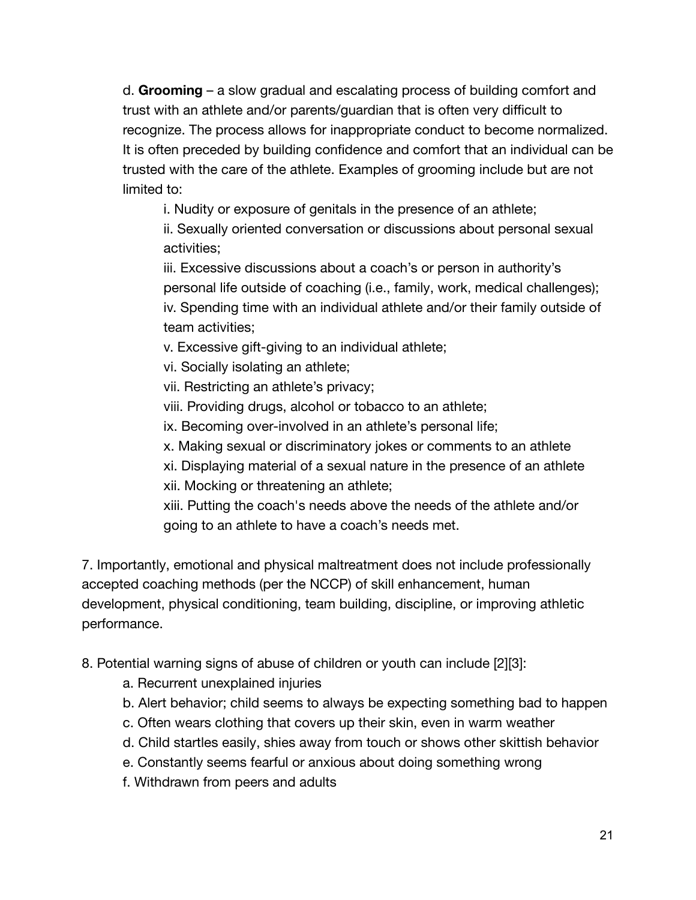d. **Grooming** – a slow gradual and escalating process of building comfort and trust with an athlete and/or parents/guardian that is often very difficult to recognize. The process allows for inappropriate conduct to become normalized. It is often preceded by building confidence and comfort that an individual can be trusted with the care of the athlete. Examples of grooming include but are not limited to:

   i. Nudity or exposure of genitals in the presence of an athlete;
   ii. Sexually oriented conversation or discussions about personal sexual activities;
   iii. Excessive discussions about a coach's or person in authority's personal life outside of coaching (i.e., family, work, medical challenges);
   iv. Spending time with an individual athlete and/or their family outside of team activities;
   v. Excessive gift-giving to an individual athlete;
   vi. Socially isolating an athlete;
   vii. Restricting an athlete's privacy;
   viii. Providing drugs, alcohol or tobacco to an athlete;
   ix. Becoming over-involved in an athlete's personal life;
   x. Making sexual or discriminatory jokes or comments to an athlete
   xi. Displaying material of a sexual nature in the presence of an athlete
   xii. Mocking or threatening an athlete;
   xiii. Putting the coach's needs above the needs of the athlete and/or going to an athlete to have a coach's needs met.

7. Importantly, emotional and physical maltreatment does not include professionally accepted coaching methods (per the NCCP) of skill enhancement, human development, physical conditioning, team building, discipline, or improving athletic performance.

8. Potential warning signs of abuse of children or youth can include [2][3]:
   a. Recurrent unexplained injuries
   b. Alert behavior; child seems to always be expecting something bad to happen
   c. Often wears clothing that covers up their skin, even in warm weather
   d. Child startles easily, shies away from touch or shows other skittish behavior
   e. Constantly seems fearful or anxious about doing something wrong
   f. Withdrawn from peers and adults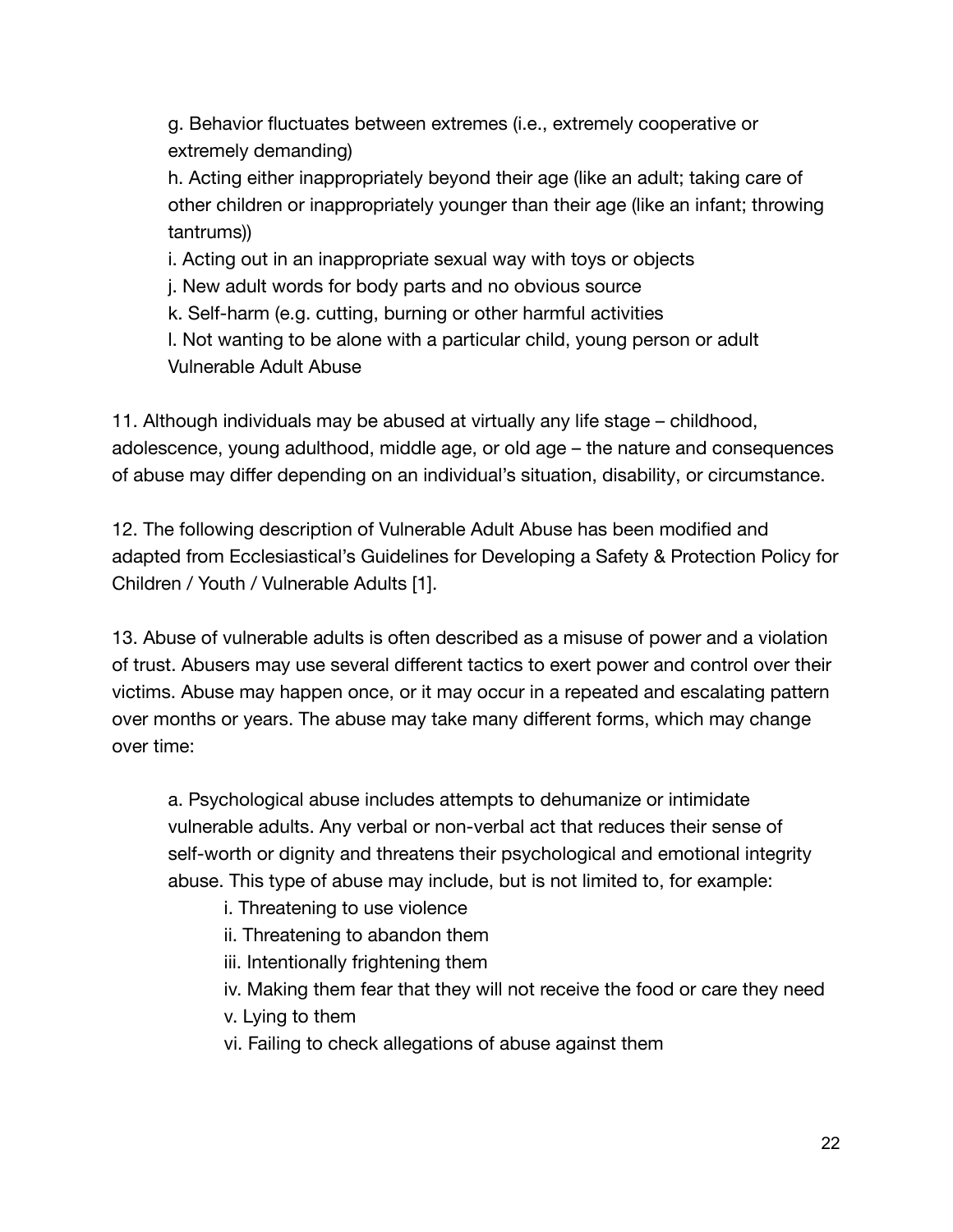g. Behavior fluctuates between extremes (i.e., extremely cooperative or extremely demanding)

h. Acting either inappropriately beyond their age (like an adult; taking care of other children or inappropriately younger than their age (like an infant; throwing tantrums))

i. Acting out in an inappropriate sexual way with toys or objects

j. New adult words for body parts and no obvious source

k. Self-harm (e.g. cutting, burning or other harmful activities

l. Not wanting to be alone with a particular child, young person or adult

Vulnerable Adult Abuse

11. Although individuals may be abused at virtually any life stage – childhood, adolescence, young adulthood, middle age, or old age – the nature and consequences of abuse may differ depending on an individual's situation, disability, or circumstance.

12. The following description of Vulnerable Adult Abuse has been modified and adapted from Ecclesiastical's Guidelines for Developing a Safety & Protection Policy for Children / Youth / Vulnerable Adults [1].

13. Abuse of vulnerable adults is often described as a misuse of power and a violation of trust. Abusers may use several different tactics to exert power and control over their victims. Abuse may happen once, or it may occur in a repeated and escalating pattern over months or years. The abuse may take many different forms, which may change over time:

a. Psychological abuse includes attempts to dehumanize or intimidate vulnerable adults. Any verbal or non-verbal act that reduces their sense of self-worth or dignity and threatens their psychological and emotional integrity abuse. This type of abuse may include, but is not limited to, for example:

   i. Threatening to use violence

   ii. Threatening to abandon them

   iii. Intentionally frightening them

   iv. Making them fear that they will not receive the food or care they need

   v. Lying to them

   vi. Failing to check allegations of abuse against them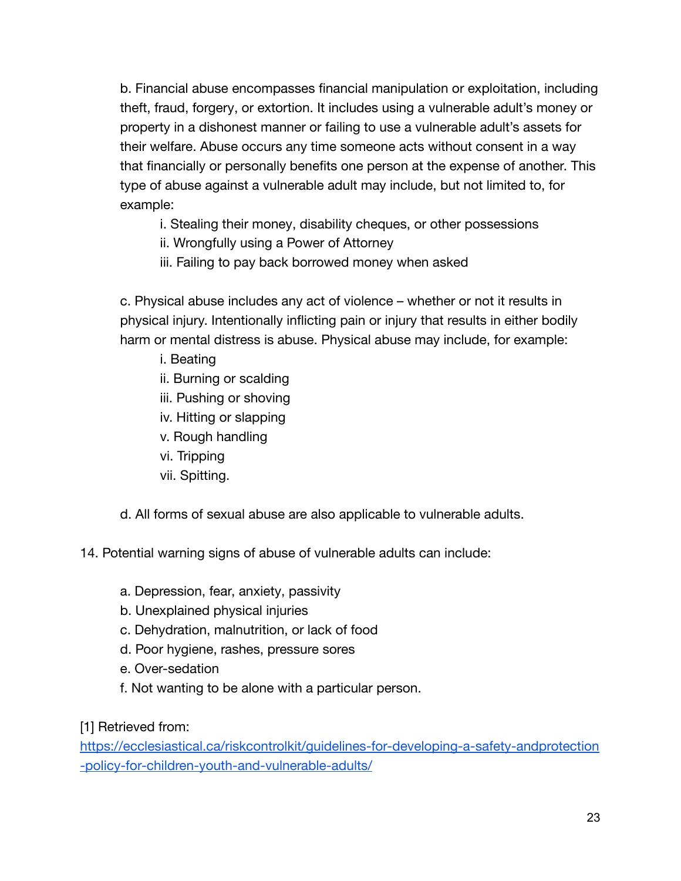b. Financial abuse encompasses financial manipulation or exploitation, including theft, fraud, forgery, or extortion. It includes using a vulnerable adult's money or property in a dishonest manner or failing to use a vulnerable adult's assets for their welfare. Abuse occurs any time someone acts without consent in a way that financially or personally benefits one person at the expense of another. This type of abuse against a vulnerable adult may include, but not limited to, for example:

i. Stealing their money, disability cheques, or other possessions
ii. Wrongfully using a Power of Attorney
iii. Failing to pay back borrowed money when asked

c. Physical abuse includes any act of violence – whether or not it results in physical injury. Intentionally inflicting pain or injury that results in either bodily harm or mental distress is abuse. Physical abuse may include, for example:

i. Beating
ii. Burning or scalding
iii. Pushing or shoving
iv. Hitting or slapping
v. Rough handling
vi. Tripping
vii. Spitting.

d. All forms of sexual abuse are also applicable to vulnerable adults.

14. Potential warning signs of abuse of vulnerable adults can include:

a. Depression, fear, anxiety, passivity
b. Unexplained physical injuries
c. Dehydration, malnutrition, or lack of food
d. Poor hygiene, rashes, pressure sores
e. Over-sedation
f. Not wanting to be alone with a particular person.

[1] Retrieved from: https://ecclesiastical.ca/riskcontrolkit/guidelines-for-developing-a-safety-andprotection-policy-for-children-youth-and-vulnerable-adults/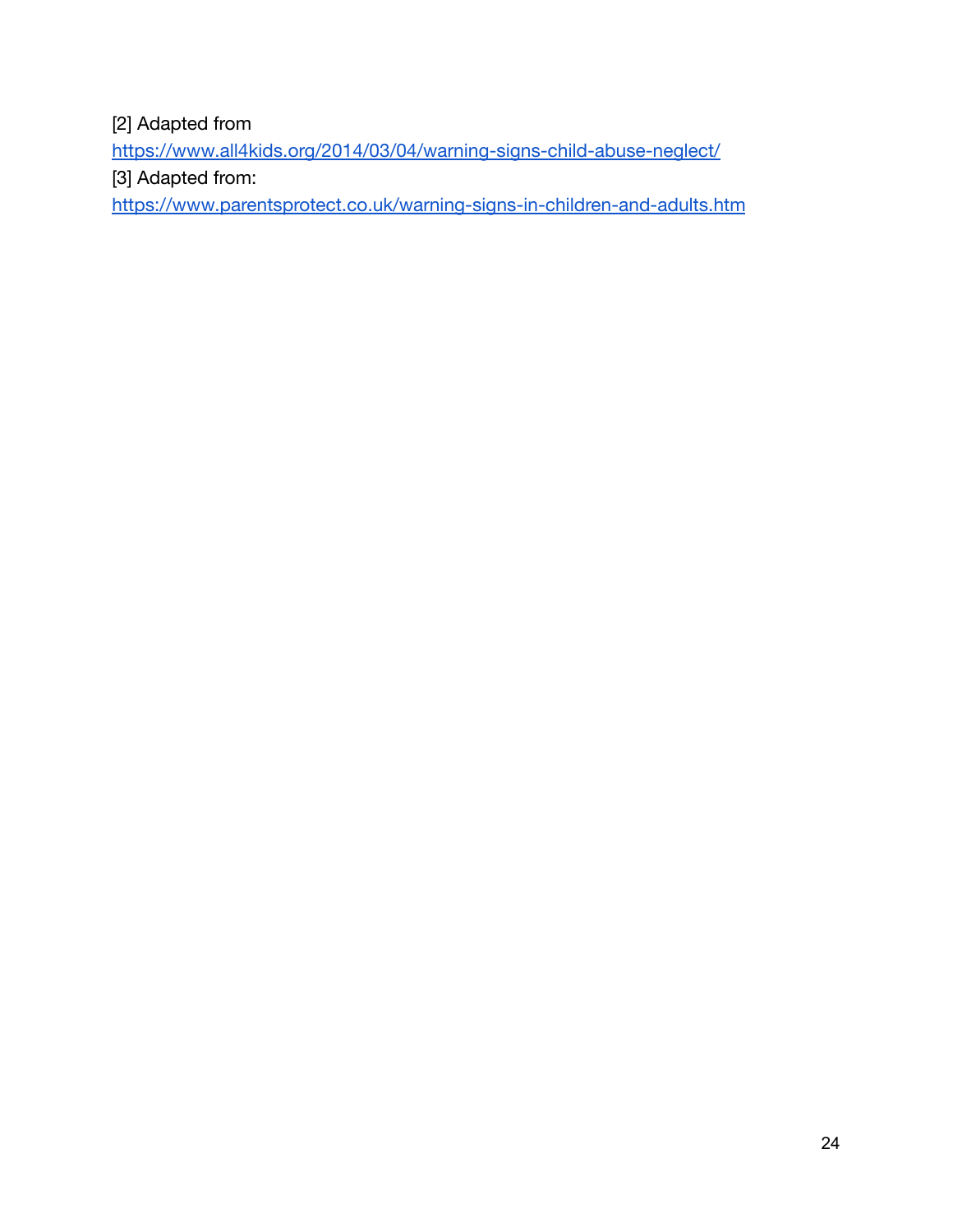[2] Adapted from
https://www.all4kids.org/2014/03/04/warning-signs-child-abuse-neglect/
[3] Adapted from:
https://www.parentsprotect.co.uk/warning-signs-in-children-and-adults.htm